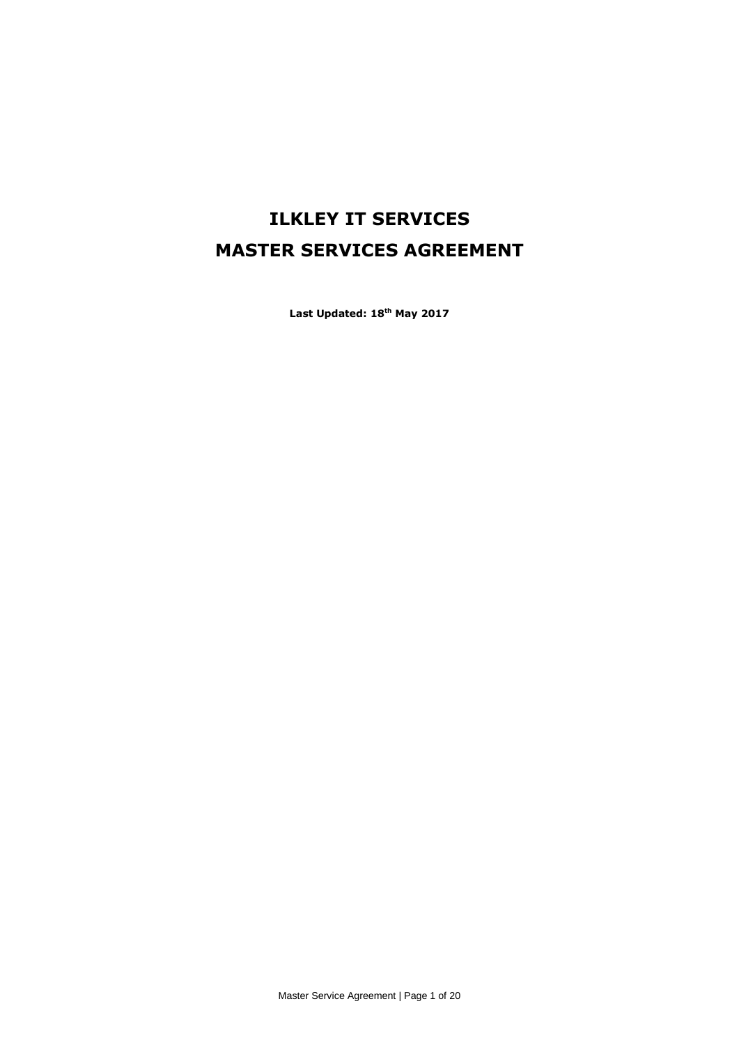# ILKLEY IT SERVICES
# MASTER SERVICES AGREEMENT

**Last Updated: 18th May 2017**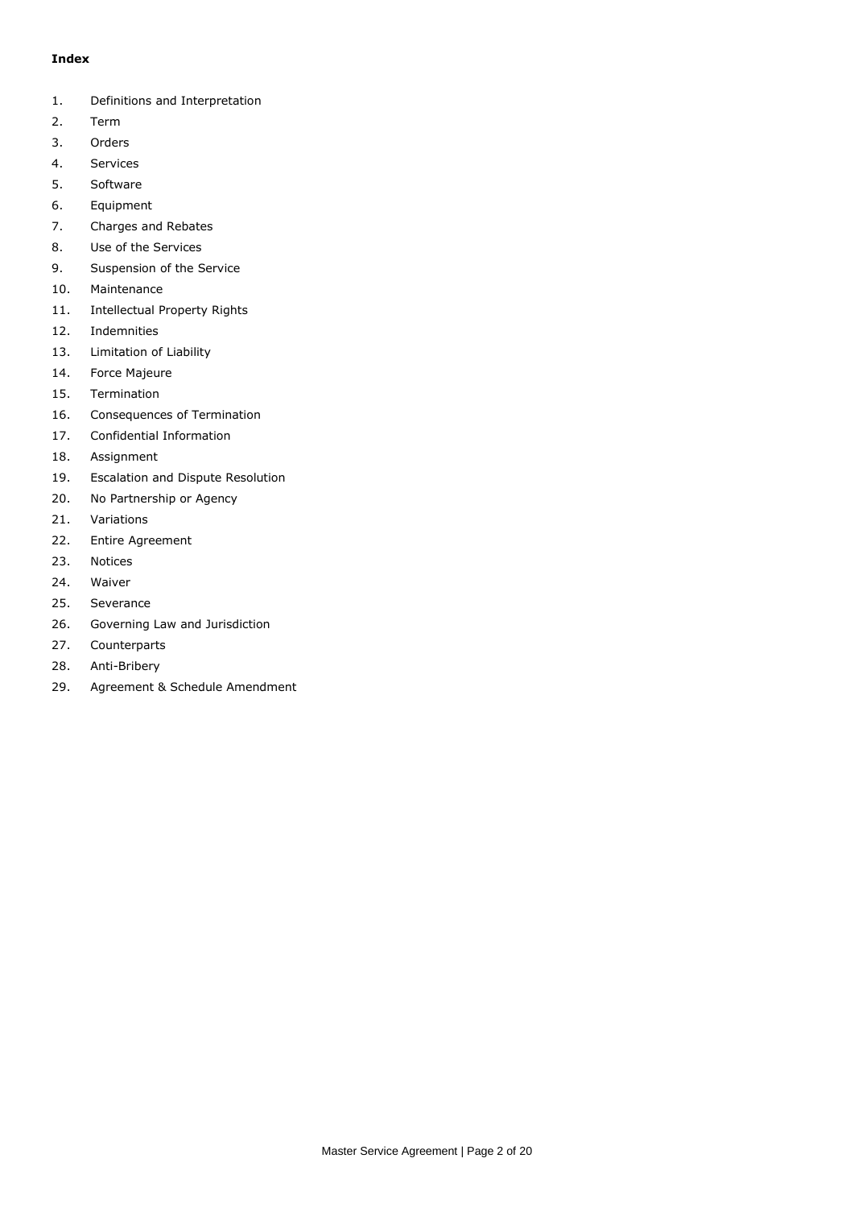**Index**

1. Definitions and Interpretation
2. Term
3. Orders
4. Services
5. Software
6. Equipment
7. Charges and Rebates
8. Use of the Services
9. Suspension of the Service
10. Maintenance
11. Intellectual Property Rights
12. Indemnities
13. Limitation of Liability
14. Force Majeure
15. Termination
16. Consequences of Termination
17. Confidential Information
18. Assignment
19. Escalation and Dispute Resolution
20. No Partnership or Agency
21. Variations
22. Entire Agreement
23. Notices
24. Waiver
25. Severance
26. Governing Law and Jurisdiction
27. Counterparts
28. Anti-Bribery
29. Agreement & Schedule Amendment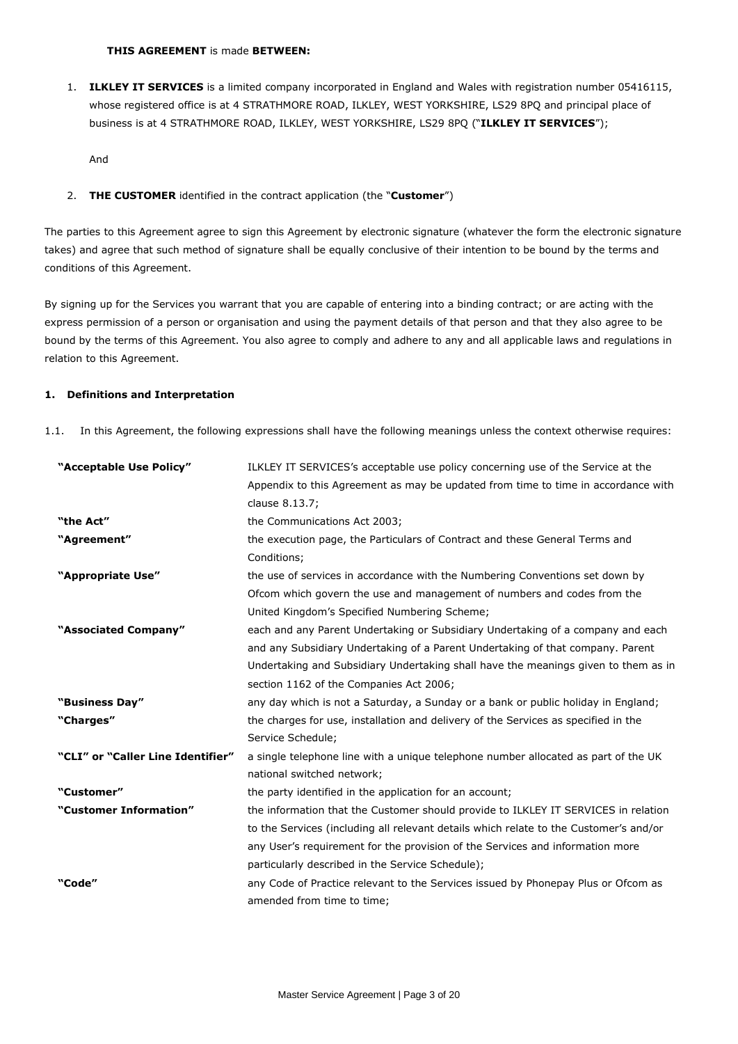**THIS AGREEMENT** is made **BETWEEN:**

1. **ILKLEY IT SERVICES** is a limited company incorporated in England and Wales with registration number 05416115, whose registered office is at 4 STRATHMORE ROAD, ILKLEY, WEST YORKSHIRE, LS29 8PQ and principal place of business is at 4 STRATHMORE ROAD, ILKLEY, WEST YORKSHIRE, LS29 8PQ ("**ILKLEY IT SERVICES**");

   And

2. **THE CUSTOMER** identified in the contract application (the "**Customer**")

The parties to this Agreement agree to sign this Agreement by electronic signature (whatever the form the electronic signature takes) and agree that such method of signature shall be equally conclusive of their intention to be bound by the terms and conditions of this Agreement.

By signing up for the Services you warrant that you are capable of entering into a binding contract; or are acting with the express permission of a person or organisation and using the payment details of that person and that they also agree to be bound by the terms of this Agreement. You also agree to comply and adhere to any and all applicable laws and regulations in relation to this Agreement.

## 1. Definitions and Interpretation

1.1. In this Agreement, the following expressions shall have the following meanings unless the context otherwise requires:

| | |
|---|---|
| **"Acceptable Use Policy"** | ILKLEY IT SERVICES's acceptable use policy concerning use of the Service at the Appendix to this Agreement as may be updated from time to time in accordance with clause 8.13.7; |
| **"the Act"** | the Communications Act 2003; |
| **"Agreement"** | the execution page, the Particulars of Contract and these General Terms and Conditions; |
| **"Appropriate Use"** | the use of services in accordance with the Numbering Conventions set down by Ofcom which govern the use and management of numbers and codes from the United Kingdom's Specified Numbering Scheme; |
| **"Associated Company"** | each and any Parent Undertaking or Subsidiary Undertaking of a company and each and any Subsidiary Undertaking of a Parent Undertaking of that company. Parent Undertaking and Subsidiary Undertaking shall have the meanings given to them as in section 1162 of the Companies Act 2006; |
| **"Business Day"** | any day which is not a Saturday, a Sunday or a bank or public holiday in England; |
| **"Charges"** | the charges for use, installation and delivery of the Services as specified in the Service Schedule; |
| **"CLI" or "Caller Line Identifier"** | a single telephone line with a unique telephone number allocated as part of the UK national switched network; |
| **"Customer"** | the party identified in the application for an account; |
| **"Customer Information"** | the information that the Customer should provide to ILKLEY IT SERVICES in relation to the Services (including all relevant details which relate to the Customer's and/or any User's requirement for the provision of the Services and information more particularly described in the Service Schedule); |
| **"Code"** | any Code of Practice relevant to the Services issued by Phonepay Plus or Ofcom as amended from time to time; |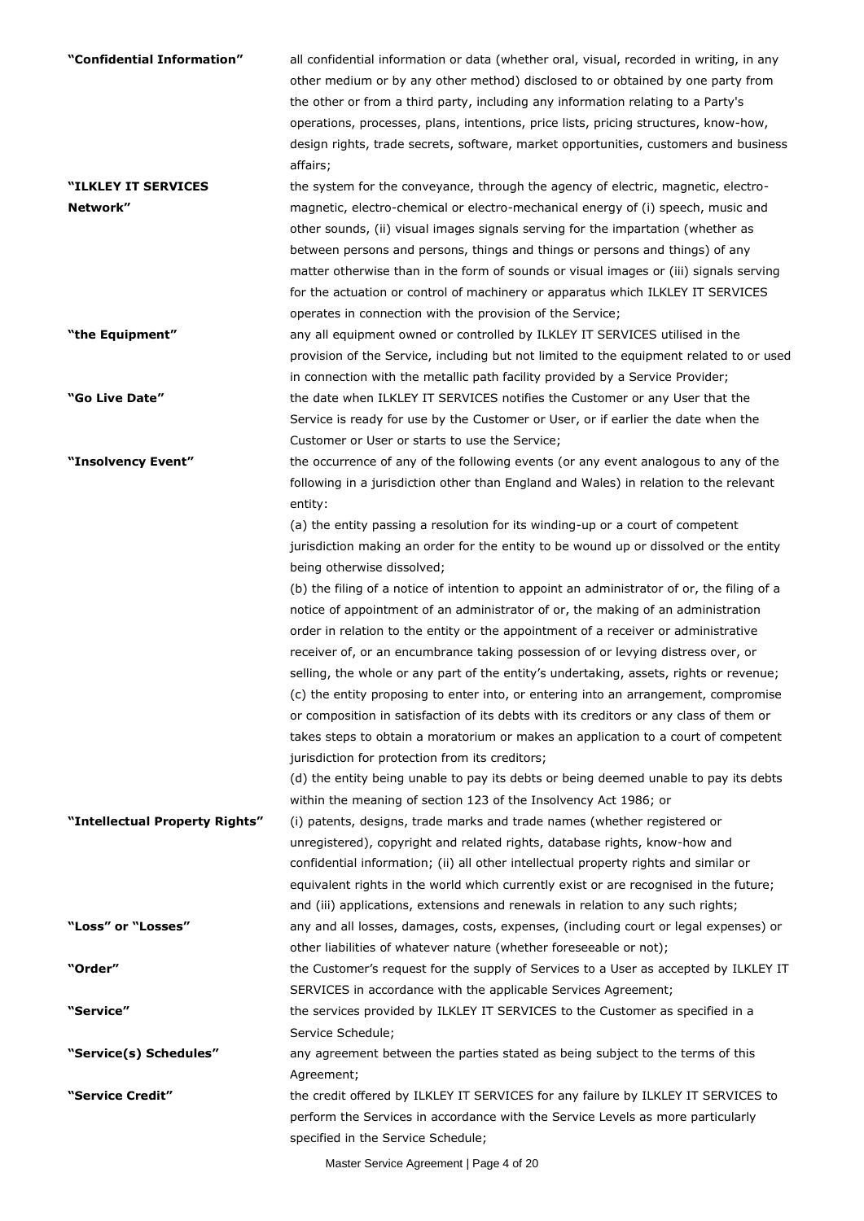| | |
|---|---|
| **"Confidential Information"** | all confidential information or data (whether oral, visual, recorded in writing, in any other medium or by any other method) disclosed to or obtained by one party from the other or from a third party, including any information relating to a Party's operations, processes, plans, intentions, price lists, pricing structures, know-how, design rights, trade secrets, software, market opportunities, customers and business affairs; |
| **"ILKLEY IT SERVICES Network"** | the system for the conveyance, through the agency of electric, magnetic, electro-magnetic, electro-chemical or electro-mechanical energy of (i) speech, music and other sounds, (ii) visual images signals serving for the impartation (whether as between persons and persons, things and things or persons and things) of any matter otherwise than in the form of sounds or visual images or (iii) signals serving for the actuation or control of machinery or apparatus which ILKLEY IT SERVICES operates in connection with the provision of the Service; |
| **"the Equipment"** | any all equipment owned or controlled by ILKLEY IT SERVICES utilised in the provision of the Service, including but not limited to the equipment related to or used in connection with the metallic path facility provided by a Service Provider; |
| **"Go Live Date"** | the date when ILKLEY IT SERVICES notifies the Customer or any User that the Service is ready for use by the Customer or User, or if earlier the date when the Customer or User or starts to use the Service; |
| **"Insolvency Event"** | the occurrence of any of the following events (or any event analogous to any of the following in a jurisdiction other than England and Wales) in relation to the relevant entity:<br>(a) the entity passing a resolution for its winding-up or a court of competent jurisdiction making an order for the entity to be wound up or dissolved or the entity being otherwise dissolved;<br>(b) the filing of a notice of intention to appoint an administrator of or, the filing of a notice of appointment of an administrator of or, the making of an administration order in relation to the entity or the appointment of a receiver or administrative receiver of, or an encumbrance taking possession of or levying distress over, or selling, the whole or any part of the entity's undertaking, assets, rights or revenue;<br>(c) the entity proposing to enter into, or entering into an arrangement, compromise or composition in satisfaction of its debts with its creditors or any class of them or takes steps to obtain a moratorium or makes an application to a court of competent jurisdiction for protection from its creditors;<br>(d) the entity being unable to pay its debts or being deemed unable to pay its debts within the meaning of section 123 of the Insolvency Act 1986; or |
| **"Intellectual Property Rights"** | (i) patents, designs, trade marks and trade names (whether registered or unregistered), copyright and related rights, database rights, know-how and confidential information; (ii) all other intellectual property rights and similar or equivalent rights in the world which currently exist or are recognised in the future; and (iii) applications, extensions and renewals in relation to any such rights; |
| **"Loss" or "Losses"** | any and all losses, damages, costs, expenses, (including court or legal expenses) or other liabilities of whatever nature (whether foreseeable or not); |
| **"Order"** | the Customer's request for the supply of Services to a User as accepted by ILKLEY IT SERVICES in accordance with the applicable Services Agreement; |
| **"Service"** | the services provided by ILKLEY IT SERVICES to the Customer as specified in a Service Schedule; |
| **"Service(s) Schedules"** | any agreement between the parties stated as being subject to the terms of this Agreement; |
| **"Service Credit"** | the credit offered by ILKLEY IT SERVICES for any failure by ILKLEY IT SERVICES to perform the Services in accordance with the Service Levels as more particularly specified in the Service Schedule; |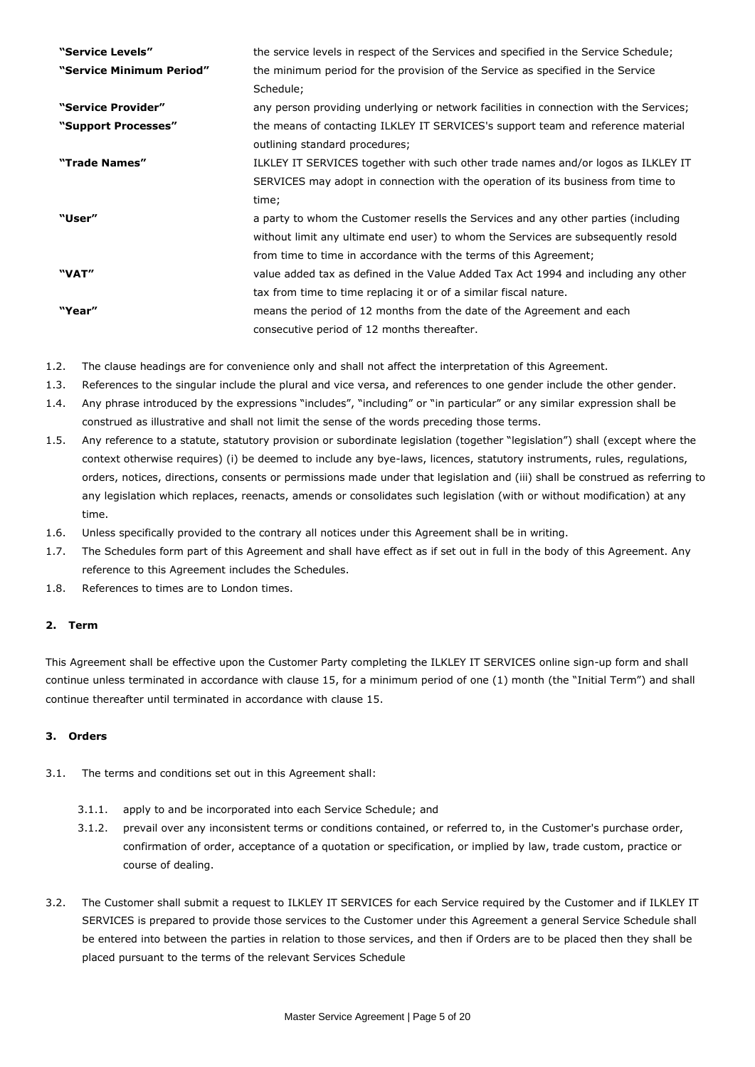| | |
|---|---|
| **"Service Levels"** | the service levels in respect of the Services and specified in the Service Schedule; |
| **"Service Minimum Period"** | the minimum period for the provision of the Service as specified in the Service Schedule; |
| **"Service Provider"** | any person providing underlying or network facilities in connection with the Services; |
| **"Support Processes"** | the means of contacting ILKLEY IT SERVICES's support team and reference material outlining standard procedures; |
| **"Trade Names"** | ILKLEY IT SERVICES together with such other trade names and/or logos as ILKLEY IT SERVICES may adopt in connection with the operation of its business from time to time; |
| **"User"** | a party to whom the Customer resells the Services and any other parties (including without limit any ultimate end user) to whom the Services are subsequently resold from time to time in accordance with the terms of this Agreement; |
| **"VAT"** | value added tax as defined in the Value Added Tax Act 1994 and including any other tax from time to time replacing it or of a similar fiscal nature. |
| **"Year"** | means the period of 12 months from the date of the Agreement and each consecutive period of 12 months thereafter. |

1.2. The clause headings are for convenience only and shall not affect the interpretation of this Agreement.

1.3. References to the singular include the plural and vice versa, and references to one gender include the other gender.

1.4. Any phrase introduced by the expressions "includes", "including" or "in particular" or any similar expression shall be construed as illustrative and shall not limit the sense of the words preceding those terms.

1.5. Any reference to a statute, statutory provision or subordinate legislation (together "legislation") shall (except where the context otherwise requires) (i) be deemed to include any bye-laws, licences, statutory instruments, rules, regulations, orders, notices, directions, consents or permissions made under that legislation and (iii) shall be construed as referring to any legislation which replaces, reenacts, amends or consolidates such legislation (with or without modification) at any time.

1.6. Unless specifically provided to the contrary all notices under this Agreement shall be in writing.

1.7. The Schedules form part of this Agreement and shall have effect as if set out in full in the body of this Agreement. Any reference to this Agreement includes the Schedules.

1.8. References to times are to London times.

## 2. Term

This Agreement shall be effective upon the Customer Party completing the ILKLEY IT SERVICES online sign-up form and shall continue unless terminated in accordance with clause 15, for a minimum period of one (1) month (the "Initial Term") and shall continue thereafter until terminated in accordance with clause 15.

## 3. Orders

3.1. The terms and conditions set out in this Agreement shall:

3.1.1. apply to and be incorporated into each Service Schedule; and

3.1.2. prevail over any inconsistent terms or conditions contained, or referred to, in the Customer's purchase order, confirmation of order, acceptance of a quotation or specification, or implied by law, trade custom, practice or course of dealing.

3.2. The Customer shall submit a request to ILKLEY IT SERVICES for each Service required by the Customer and if ILKLEY IT SERVICES is prepared to provide those services to the Customer under this Agreement a general Service Schedule shall be entered into between the parties in relation to those services, and then if Orders are to be placed then they shall be placed pursuant to the terms of the relevant Services Schedule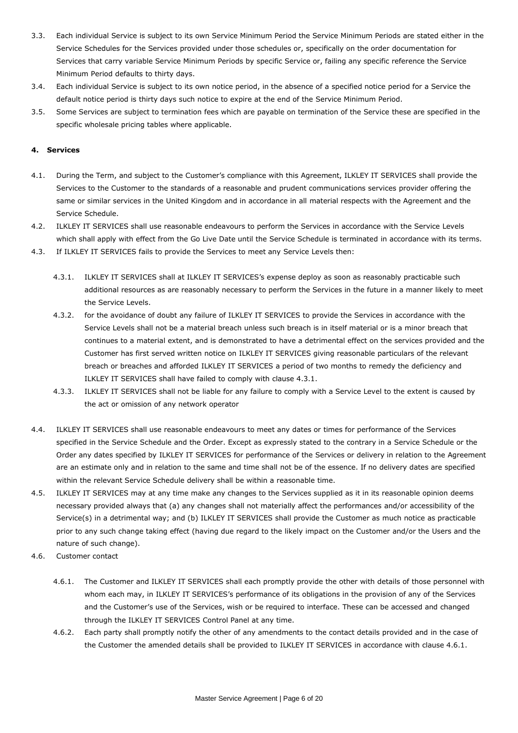3.3. Each individual Service is subject to its own Service Minimum Period the Service Minimum Periods are stated either in the Service Schedules for the Services provided under those schedules or, specifically on the order documentation for Services that carry variable Service Minimum Periods by specific Service or, failing any specific reference the Service Minimum Period defaults to thirty days.

3.4. Each individual Service is subject to its own notice period, in the absence of a specified notice period for a Service the default notice period is thirty days such notice to expire at the end of the Service Minimum Period.

3.5. Some Services are subject to termination fees which are payable on termination of the Service these are specified in the specific wholesale pricing tables where applicable.

**4. Services**

4.1. During the Term, and subject to the Customer's compliance with this Agreement, ILKLEY IT SERVICES shall provide the Services to the Customer to the standards of a reasonable and prudent communications services provider offering the same or similar services in the United Kingdom and in accordance in all material respects with the Agreement and the Service Schedule.

4.2. ILKLEY IT SERVICES shall use reasonable endeavours to perform the Services in accordance with the Service Levels which shall apply with effect from the Go Live Date until the Service Schedule is terminated in accordance with its terms.

4.3. If ILKLEY IT SERVICES fails to provide the Services to meet any Service Levels then:

4.3.1. ILKLEY IT SERVICES shall at ILKLEY IT SERVICES's expense deploy as soon as reasonably practicable such additional resources as are reasonably necessary to perform the Services in the future in a manner likely to meet the Service Levels.

4.3.2. for the avoidance of doubt any failure of ILKLEY IT SERVICES to provide the Services in accordance with the Service Levels shall not be a material breach unless such breach is in itself material or is a minor breach that continues to a material extent, and is demonstrated to have a detrimental effect on the services provided and the Customer has first served written notice on ILKLEY IT SERVICES giving reasonable particulars of the relevant breach or breaches and afforded ILKLEY IT SERVICES a period of two months to remedy the deficiency and ILKLEY IT SERVICES shall have failed to comply with clause 4.3.1.

4.3.3. ILKLEY IT SERVICES shall not be liable for any failure to comply with a Service Level to the extent is caused by the act or omission of any network operator

4.4. ILKLEY IT SERVICES shall use reasonable endeavours to meet any dates or times for performance of the Services specified in the Service Schedule and the Order. Except as expressly stated to the contrary in a Service Schedule or the Order any dates specified by ILKLEY IT SERVICES for performance of the Services or delivery in relation to the Agreement are an estimate only and in relation to the same and time shall not be of the essence. If no delivery dates are specified within the relevant Service Schedule delivery shall be within a reasonable time.

4.5. ILKLEY IT SERVICES may at any time make any changes to the Services supplied as it in its reasonable opinion deems necessary provided always that (a) any changes shall not materially affect the performances and/or accessibility of the Service(s) in a detrimental way; and (b) ILKLEY IT SERVICES shall provide the Customer as much notice as practicable prior to any such change taking effect (having due regard to the likely impact on the Customer and/or the Users and the nature of such change).

4.6. Customer contact

4.6.1. The Customer and ILKLEY IT SERVICES shall each promptly provide the other with details of those personnel with whom each may, in ILKLEY IT SERVICES's performance of its obligations in the provision of any of the Services and the Customer's use of the Services, wish or be required to interface. These can be accessed and changed through the ILKLEY IT SERVICES Control Panel at any time.

4.6.2. Each party shall promptly notify the other of any amendments to the contact details provided and in the case of the Customer the amended details shall be provided to ILKLEY IT SERVICES in accordance with clause 4.6.1.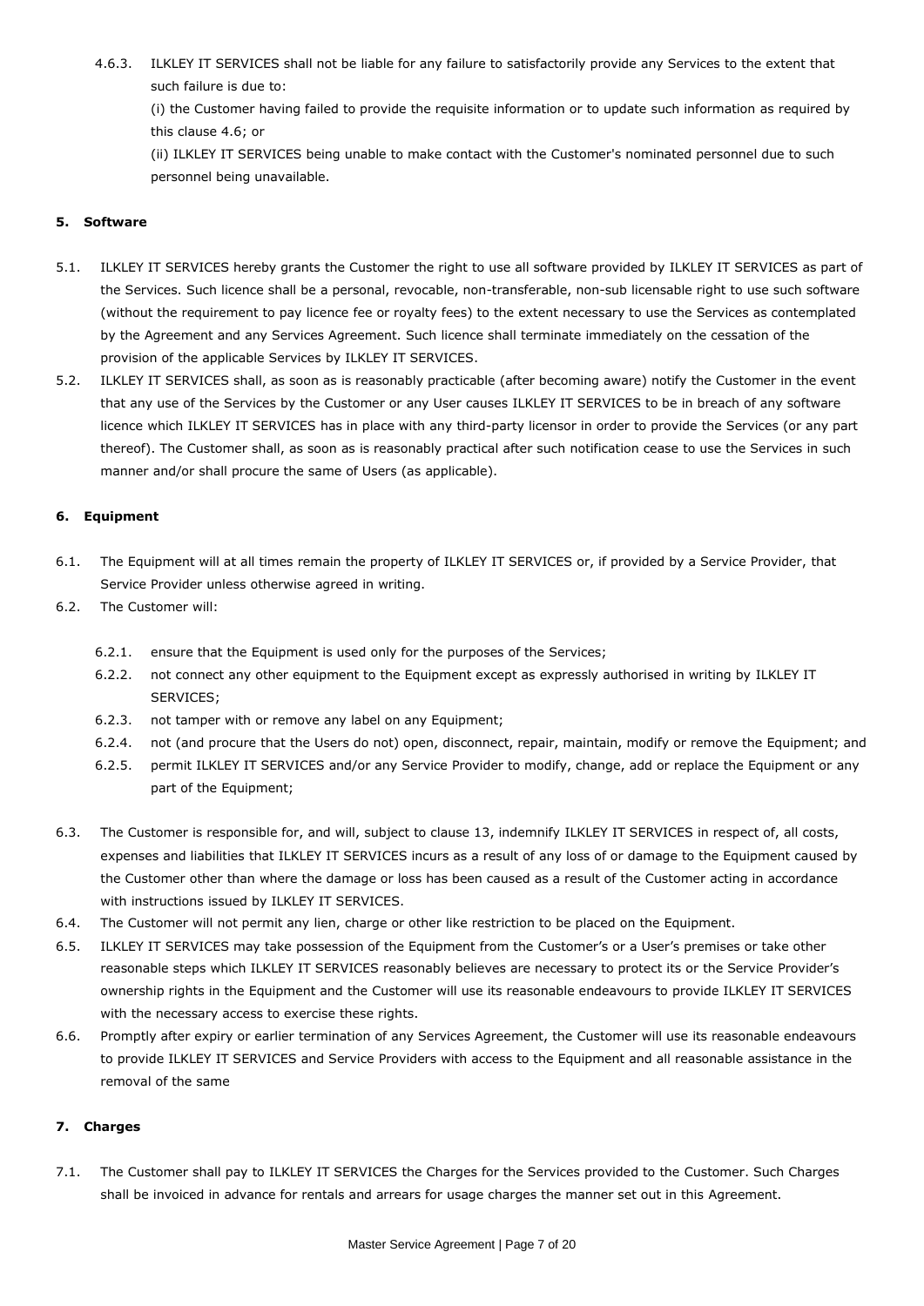4.6.3. ILKLEY IT SERVICES shall not be liable for any failure to satisfactorily provide any Services to the extent that such failure is due to:

(i) the Customer having failed to provide the requisite information or to update such information as required by this clause 4.6; or

(ii) ILKLEY IT SERVICES being unable to make contact with the Customer's nominated personnel due to such personnel being unavailable.

## 5. Software

5.1. ILKLEY IT SERVICES hereby grants the Customer the right to use all software provided by ILKLEY IT SERVICES as part of the Services. Such licence shall be a personal, revocable, non-transferable, non-sub licensable right to use such software (without the requirement to pay licence fee or royalty fees) to the extent necessary to use the Services as contemplated by the Agreement and any Services Agreement. Such licence shall terminate immediately on the cessation of the provision of the applicable Services by ILKLEY IT SERVICES.

5.2. ILKLEY IT SERVICES shall, as soon as is reasonably practicable (after becoming aware) notify the Customer in the event that any use of the Services by the Customer or any User causes ILKLEY IT SERVICES to be in breach of any software licence which ILKLEY IT SERVICES has in place with any third-party licensor in order to provide the Services (or any part thereof). The Customer shall, as soon as is reasonably practical after such notification cease to use the Services in such manner and/or shall procure the same of Users (as applicable).

## 6. Equipment

6.1. The Equipment will at all times remain the property of ILKLEY IT SERVICES or, if provided by a Service Provider, that Service Provider unless otherwise agreed in writing.

6.2. The Customer will:

6.2.1. ensure that the Equipment is used only for the purposes of the Services;

6.2.2. not connect any other equipment to the Equipment except as expressly authorised in writing by ILKLEY IT SERVICES;

6.2.3. not tamper with or remove any label on any Equipment;

6.2.4. not (and procure that the Users do not) open, disconnect, repair, maintain, modify or remove the Equipment; and

6.2.5. permit ILKLEY IT SERVICES and/or any Service Provider to modify, change, add or replace the Equipment or any part of the Equipment;

6.3. The Customer is responsible for, and will, subject to clause 13, indemnify ILKLEY IT SERVICES in respect of, all costs, expenses and liabilities that ILKLEY IT SERVICES incurs as a result of any loss of or damage to the Equipment caused by the Customer other than where the damage or loss has been caused as a result of the Customer acting in accordance with instructions issued by ILKLEY IT SERVICES.

6.4. The Customer will not permit any lien, charge or other like restriction to be placed on the Equipment.

6.5. ILKLEY IT SERVICES may take possession of the Equipment from the Customer's or a User's premises or take other reasonable steps which ILKLEY IT SERVICES reasonably believes are necessary to protect its or the Service Provider's ownership rights in the Equipment and the Customer will use its reasonable endeavours to provide ILKLEY IT SERVICES with the necessary access to exercise these rights.

6.6. Promptly after expiry or earlier termination of any Services Agreement, the Customer will use its reasonable endeavours to provide ILKLEY IT SERVICES and Service Providers with access to the Equipment and all reasonable assistance in the removal of the same

## 7. Charges

7.1. The Customer shall pay to ILKLEY IT SERVICES the Charges for the Services provided to the Customer. Such Charges shall be invoiced in advance for rentals and arrears for usage charges the manner set out in this Agreement.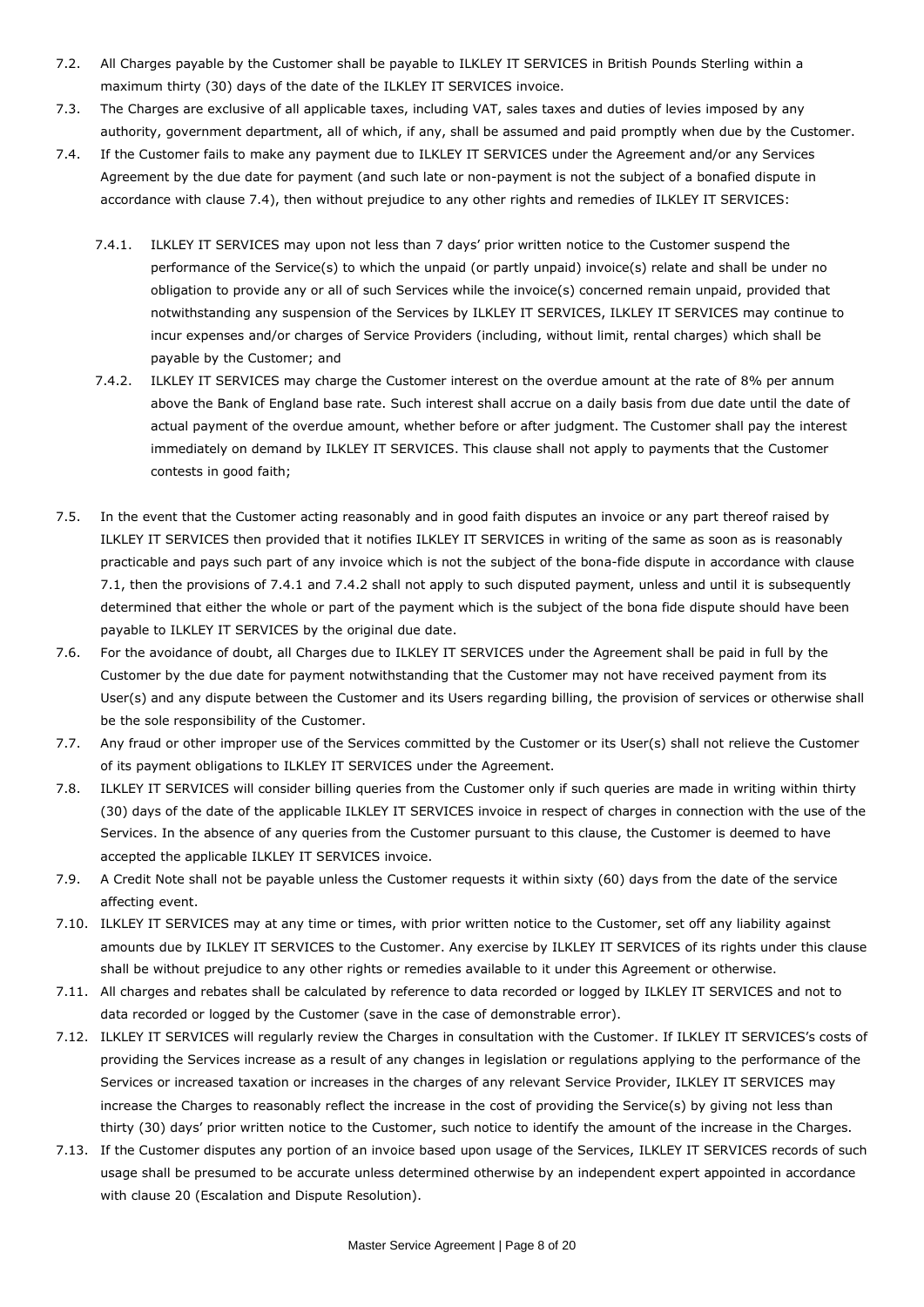7.2. All Charges payable by the Customer shall be payable to ILKLEY IT SERVICES in British Pounds Sterling within a maximum thirty (30) days of the date of the ILKLEY IT SERVICES invoice.

7.3. The Charges are exclusive of all applicable taxes, including VAT, sales taxes and duties of levies imposed by any authority, government department, all of which, if any, shall be assumed and paid promptly when due by the Customer.

7.4. If the Customer fails to make any payment due to ILKLEY IT SERVICES under the Agreement and/or any Services Agreement by the due date for payment (and such late or non-payment is not the subject of a bonafied dispute in accordance with clause 7.4), then without prejudice to any other rights and remedies of ILKLEY IT SERVICES:

7.4.1. ILKLEY IT SERVICES may upon not less than 7 days' prior written notice to the Customer suspend the performance of the Service(s) to which the unpaid (or partly unpaid) invoice(s) relate and shall be under no obligation to provide any or all of such Services while the invoice(s) concerned remain unpaid, provided that notwithstanding any suspension of the Services by ILKLEY IT SERVICES, ILKLEY IT SERVICES may continue to incur expenses and/or charges of Service Providers (including, without limit, rental charges) which shall be payable by the Customer; and

7.4.2. ILKLEY IT SERVICES may charge the Customer interest on the overdue amount at the rate of 8% per annum above the Bank of England base rate. Such interest shall accrue on a daily basis from due date until the date of actual payment of the overdue amount, whether before or after judgment. The Customer shall pay the interest immediately on demand by ILKLEY IT SERVICES. This clause shall not apply to payments that the Customer contests in good faith;

7.5. In the event that the Customer acting reasonably and in good faith disputes an invoice or any part thereof raised by ILKLEY IT SERVICES then provided that it notifies ILKLEY IT SERVICES in writing of the same as soon as is reasonably practicable and pays such part of any invoice which is not the subject of the bona-fide dispute in accordance with clause 7.1, then the provisions of 7.4.1 and 7.4.2 shall not apply to such disputed payment, unless and until it is subsequently determined that either the whole or part of the payment which is the subject of the bona fide dispute should have been payable to ILKLEY IT SERVICES by the original due date.

7.6. For the avoidance of doubt, all Charges due to ILKLEY IT SERVICES under the Agreement shall be paid in full by the Customer by the due date for payment notwithstanding that the Customer may not have received payment from its User(s) and any dispute between the Customer and its Users regarding billing, the provision of services or otherwise shall be the sole responsibility of the Customer.

7.7. Any fraud or other improper use of the Services committed by the Customer or its User(s) shall not relieve the Customer of its payment obligations to ILKLEY IT SERVICES under the Agreement.

7.8. ILKLEY IT SERVICES will consider billing queries from the Customer only if such queries are made in writing within thirty (30) days of the date of the applicable ILKLEY IT SERVICES invoice in respect of charges in connection with the use of the Services. In the absence of any queries from the Customer pursuant to this clause, the Customer is deemed to have accepted the applicable ILKLEY IT SERVICES invoice.

7.9. A Credit Note shall not be payable unless the Customer requests it within sixty (60) days from the date of the service affecting event.

7.10. ILKLEY IT SERVICES may at any time or times, with prior written notice to the Customer, set off any liability against amounts due by ILKLEY IT SERVICES to the Customer. Any exercise by ILKLEY IT SERVICES of its rights under this clause shall be without prejudice to any other rights or remedies available to it under this Agreement or otherwise.

7.11. All charges and rebates shall be calculated by reference to data recorded or logged by ILKLEY IT SERVICES and not to data recorded or logged by the Customer (save in the case of demonstrable error).

7.12. ILKLEY IT SERVICES will regularly review the Charges in consultation with the Customer. If ILKLEY IT SERVICES's costs of providing the Services increase as a result of any changes in legislation or regulations applying to the performance of the Services or increased taxation or increases in the charges of any relevant Service Provider, ILKLEY IT SERVICES may increase the Charges to reasonably reflect the increase in the cost of providing the Service(s) by giving not less than thirty (30) days' prior written notice to the Customer, such notice to identify the amount of the increase in the Charges.

7.13. If the Customer disputes any portion of an invoice based upon usage of the Services, ILKLEY IT SERVICES records of such usage shall be presumed to be accurate unless determined otherwise by an independent expert appointed in accordance with clause 20 (Escalation and Dispute Resolution).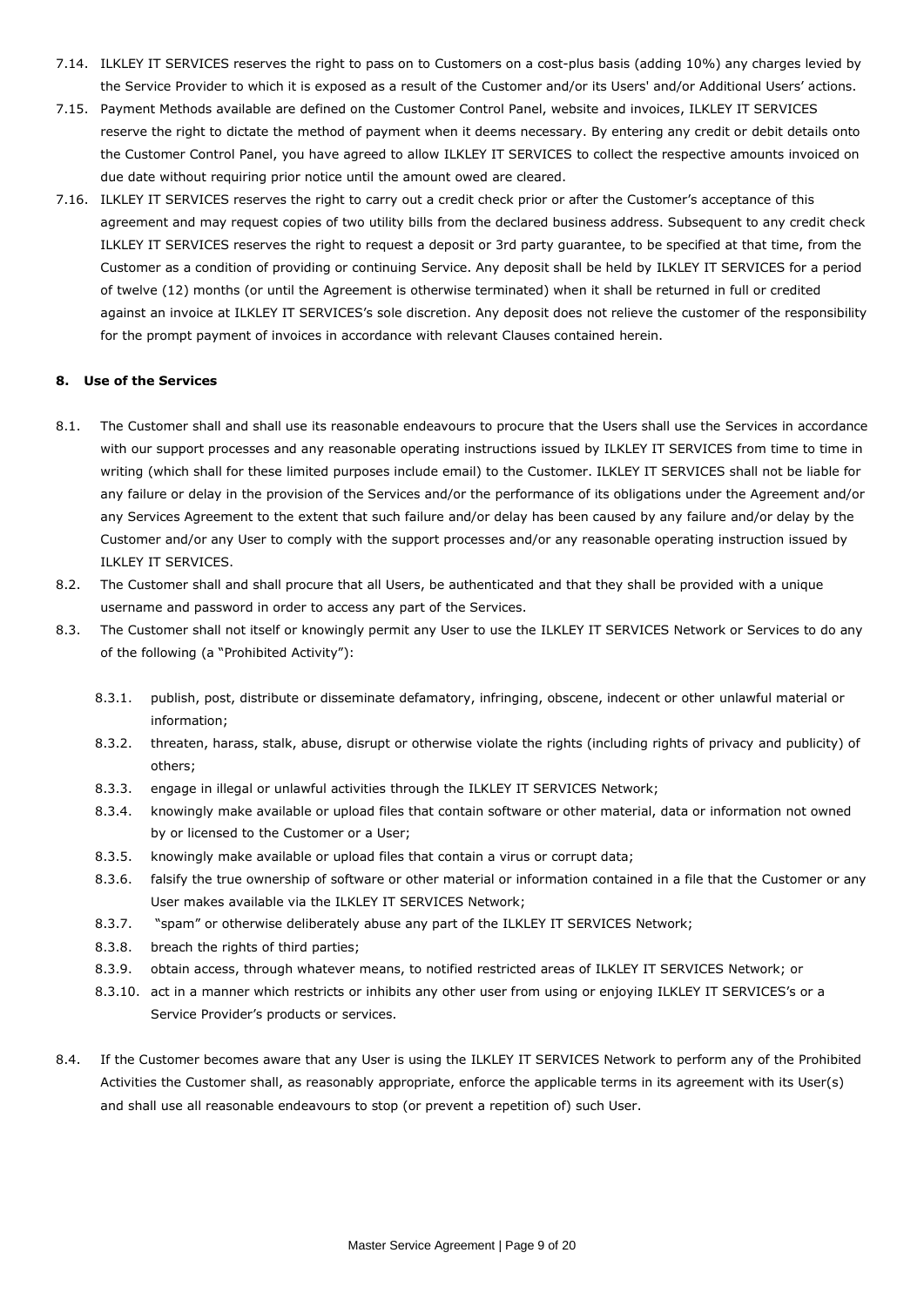7.14. ILKLEY IT SERVICES reserves the right to pass on to Customers on a cost-plus basis (adding 10%) any charges levied by the Service Provider to which it is exposed as a result of the Customer and/or its Users' and/or Additional Users' actions.

7.15. Payment Methods available are defined on the Customer Control Panel, website and invoices, ILKLEY IT SERVICES reserve the right to dictate the method of payment when it deems necessary. By entering any credit or debit details onto the Customer Control Panel, you have agreed to allow ILKLEY IT SERVICES to collect the respective amounts invoiced on due date without requiring prior notice until the amount owed are cleared.

7.16. ILKLEY IT SERVICES reserves the right to carry out a credit check prior or after the Customer's acceptance of this agreement and may request copies of two utility bills from the declared business address. Subsequent to any credit check ILKLEY IT SERVICES reserves the right to request a deposit or 3rd party guarantee, to be specified at that time, from the Customer as a condition of providing or continuing Service. Any deposit shall be held by ILKLEY IT SERVICES for a period of twelve (12) months (or until the Agreement is otherwise terminated) when it shall be returned in full or credited against an invoice at ILKLEY IT SERVICES's sole discretion. Any deposit does not relieve the customer of the responsibility for the prompt payment of invoices in accordance with relevant Clauses contained herein.

**8. Use of the Services**

8.1. The Customer shall and shall use its reasonable endeavours to procure that the Users shall use the Services in accordance with our support processes and any reasonable operating instructions issued by ILKLEY IT SERVICES from time to time in writing (which shall for these limited purposes include email) to the Customer. ILKLEY IT SERVICES shall not be liable for any failure or delay in the provision of the Services and/or the performance of its obligations under the Agreement and/or any Services Agreement to the extent that such failure and/or delay has been caused by any failure and/or delay by the Customer and/or any User to comply with the support processes and/or any reasonable operating instruction issued by ILKLEY IT SERVICES.

8.2. The Customer shall and shall procure that all Users, be authenticated and that they shall be provided with a unique username and password in order to access any part of the Services.

8.3. The Customer shall not itself or knowingly permit any User to use the ILKLEY IT SERVICES Network or Services to do any of the following (a "Prohibited Activity"):

- 8.3.1. publish, post, distribute or disseminate defamatory, infringing, obscene, indecent or other unlawful material or information;
- 8.3.2. threaten, harass, stalk, abuse, disrupt or otherwise violate the rights (including rights of privacy and publicity) of others;
- 8.3.3. engage in illegal or unlawful activities through the ILKLEY IT SERVICES Network;
- 8.3.4. knowingly make available or upload files that contain software or other material, data or information not owned by or licensed to the Customer or a User;
- 8.3.5. knowingly make available or upload files that contain a virus or corrupt data;
- 8.3.6. falsify the true ownership of software or other material or information contained in a file that the Customer or any User makes available via the ILKLEY IT SERVICES Network;
- 8.3.7. "spam" or otherwise deliberately abuse any part of the ILKLEY IT SERVICES Network;
- 8.3.8. breach the rights of third parties;
- 8.3.9. obtain access, through whatever means, to notified restricted areas of ILKLEY IT SERVICES Network; or
- 8.3.10. act in a manner which restricts or inhibits any other user from using or enjoying ILKLEY IT SERVICES's or a Service Provider's products or services.

8.4. If the Customer becomes aware that any User is using the ILKLEY IT SERVICES Network to perform any of the Prohibited Activities the Customer shall, as reasonably appropriate, enforce the applicable terms in its agreement with its User(s) and shall use all reasonable endeavours to stop (or prevent a repetition of) such User.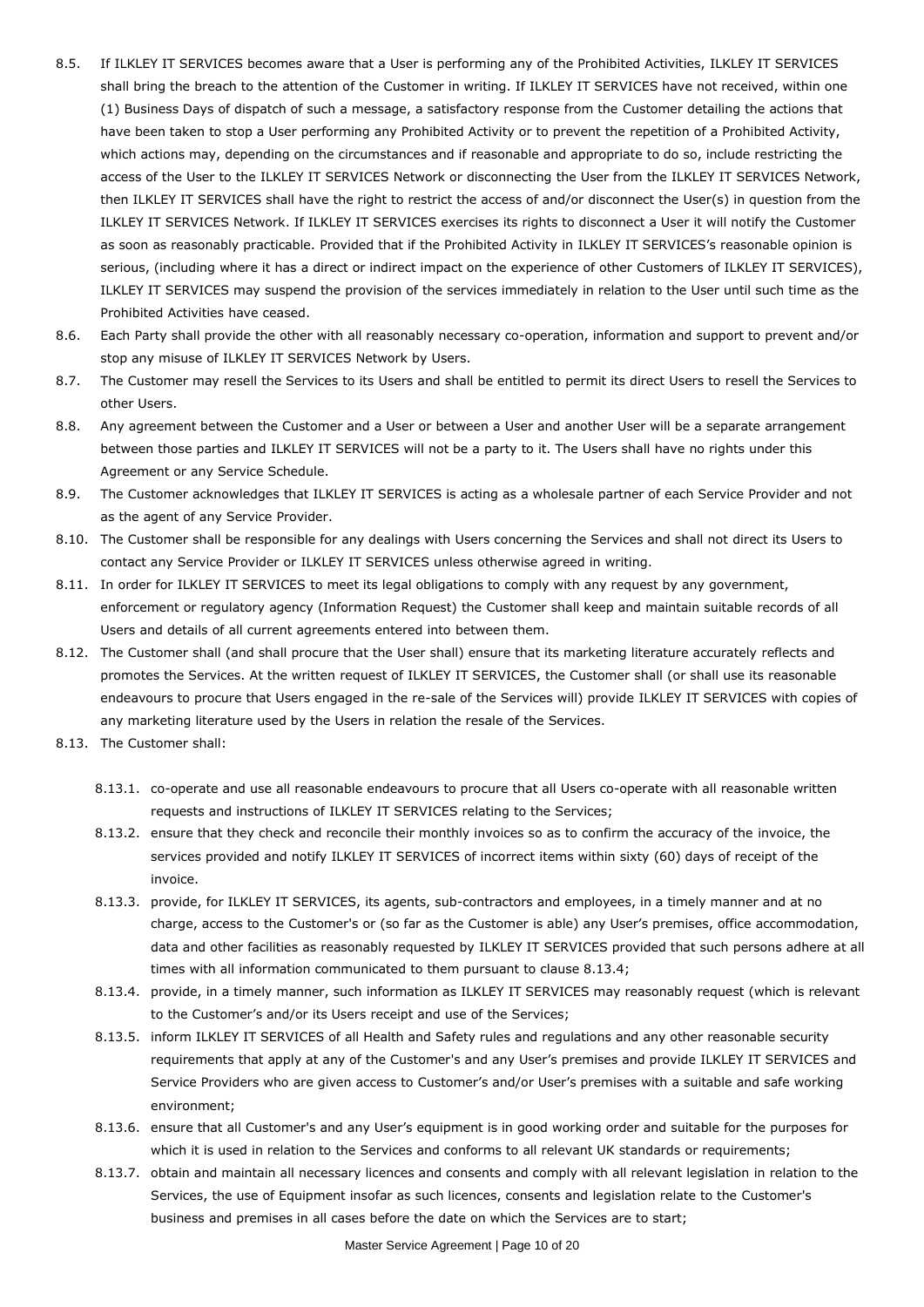8.5. If ILKLEY IT SERVICES becomes aware that a User is performing any of the Prohibited Activities, ILKLEY IT SERVICES shall bring the breach to the attention of the Customer in writing. If ILKLEY IT SERVICES have not received, within one (1) Business Days of dispatch of such a message, a satisfactory response from the Customer detailing the actions that have been taken to stop a User performing any Prohibited Activity or to prevent the repetition of a Prohibited Activity, which actions may, depending on the circumstances and if reasonable and appropriate to do so, include restricting the access of the User to the ILKLEY IT SERVICES Network or disconnecting the User from the ILKLEY IT SERVICES Network, then ILKLEY IT SERVICES shall have the right to restrict the access of and/or disconnect the User(s) in question from the ILKLEY IT SERVICES Network. If ILKLEY IT SERVICES exercises its rights to disconnect a User it will notify the Customer as soon as reasonably practicable. Provided that if the Prohibited Activity in ILKLEY IT SERVICES's reasonable opinion is serious, (including where it has a direct or indirect impact on the experience of other Customers of ILKLEY IT SERVICES), ILKLEY IT SERVICES may suspend the provision of the services immediately in relation to the User until such time as the Prohibited Activities have ceased.

8.6. Each Party shall provide the other with all reasonably necessary co-operation, information and support to prevent and/or stop any misuse of ILKLEY IT SERVICES Network by Users.

8.7. The Customer may resell the Services to its Users and shall be entitled to permit its direct Users to resell the Services to other Users.

8.8. Any agreement between the Customer and a User or between a User and another User will be a separate arrangement between those parties and ILKLEY IT SERVICES will not be a party to it. The Users shall have no rights under this Agreement or any Service Schedule.

8.9. The Customer acknowledges that ILKLEY IT SERVICES is acting as a wholesale partner of each Service Provider and not as the agent of any Service Provider.

8.10. The Customer shall be responsible for any dealings with Users concerning the Services and shall not direct its Users to contact any Service Provider or ILKLEY IT SERVICES unless otherwise agreed in writing.

8.11. In order for ILKLEY IT SERVICES to meet its legal obligations to comply with any request by any government, enforcement or regulatory agency (Information Request) the Customer shall keep and maintain suitable records of all Users and details of all current agreements entered into between them.

8.12. The Customer shall (and shall procure that the User shall) ensure that its marketing literature accurately reflects and promotes the Services. At the written request of ILKLEY IT SERVICES, the Customer shall (or shall use its reasonable endeavours to procure that Users engaged in the re-sale of the Services will) provide ILKLEY IT SERVICES with copies of any marketing literature used by the Users in relation the resale of the Services.

8.13. The Customer shall:

8.13.1. co-operate and use all reasonable endeavours to procure that all Users co-operate with all reasonable written requests and instructions of ILKLEY IT SERVICES relating to the Services;

8.13.2. ensure that they check and reconcile their monthly invoices so as to confirm the accuracy of the invoice, the services provided and notify ILKLEY IT SERVICES of incorrect items within sixty (60) days of receipt of the invoice.

8.13.3. provide, for ILKLEY IT SERVICES, its agents, sub-contractors and employees, in a timely manner and at no charge, access to the Customer's or (so far as the Customer is able) any User's premises, office accommodation, data and other facilities as reasonably requested by ILKLEY IT SERVICES provided that such persons adhere at all times with all information communicated to them pursuant to clause 8.13.4;

8.13.4. provide, in a timely manner, such information as ILKLEY IT SERVICES may reasonably request (which is relevant to the Customer's and/or its Users receipt and use of the Services;

8.13.5. inform ILKLEY IT SERVICES of all Health and Safety rules and regulations and any other reasonable security requirements that apply at any of the Customer's and any User's premises and provide ILKLEY IT SERVICES and Service Providers who are given access to Customer's and/or User's premises with a suitable and safe working environment;

8.13.6. ensure that all Customer's and any User's equipment is in good working order and suitable for the purposes for which it is used in relation to the Services and conforms to all relevant UK standards or requirements;

8.13.7. obtain and maintain all necessary licences and consents and comply with all relevant legislation in relation to the Services, the use of Equipment insofar as such licences, consents and legislation relate to the Customer's business and premises in all cases before the date on which the Services are to start;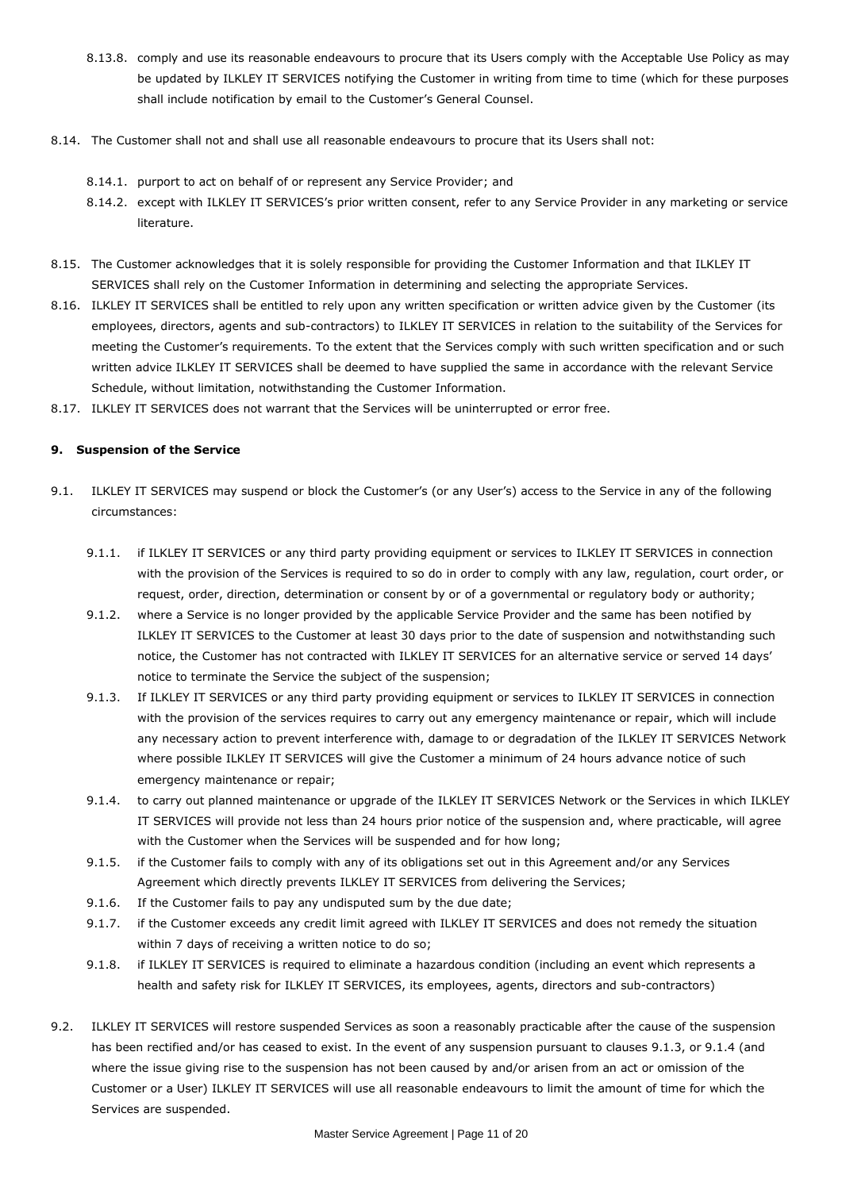8.13.8. comply and use its reasonable endeavours to procure that its Users comply with the Acceptable Use Policy as may be updated by ILKLEY IT SERVICES notifying the Customer in writing from time to time (which for these purposes shall include notification by email to the Customer's General Counsel.

8.14. The Customer shall not and shall use all reasonable endeavours to procure that its Users shall not:

8.14.1. purport to act on behalf of or represent any Service Provider; and

8.14.2. except with ILKLEY IT SERVICES's prior written consent, refer to any Service Provider in any marketing or service literature.

8.15. The Customer acknowledges that it is solely responsible for providing the Customer Information and that ILKLEY IT SERVICES shall rely on the Customer Information in determining and selecting the appropriate Services.

8.16. ILKLEY IT SERVICES shall be entitled to rely upon any written specification or written advice given by the Customer (its employees, directors, agents and sub-contractors) to ILKLEY IT SERVICES in relation to the suitability of the Services for meeting the Customer's requirements. To the extent that the Services comply with such written specification and or such written advice ILKLEY IT SERVICES shall be deemed to have supplied the same in accordance with the relevant Service Schedule, without limitation, notwithstanding the Customer Information.

8.17. ILKLEY IT SERVICES does not warrant that the Services will be uninterrupted or error free.

**9. Suspension of the Service**

9.1. ILKLEY IT SERVICES may suspend or block the Customer's (or any User's) access to the Service in any of the following circumstances:

9.1.1. if ILKLEY IT SERVICES or any third party providing equipment or services to ILKLEY IT SERVICES in connection with the provision of the Services is required to so do in order to comply with any law, regulation, court order, or request, order, direction, determination or consent by or of a governmental or regulatory body or authority;

9.1.2. where a Service is no longer provided by the applicable Service Provider and the same has been notified by ILKLEY IT SERVICES to the Customer at least 30 days prior to the date of suspension and notwithstanding such notice, the Customer has not contracted with ILKLEY IT SERVICES for an alternative service or served 14 days' notice to terminate the Service the subject of the suspension;

9.1.3. If ILKLEY IT SERVICES or any third party providing equipment or services to ILKLEY IT SERVICES in connection with the provision of the services requires to carry out any emergency maintenance or repair, which will include any necessary action to prevent interference with, damage to or degradation of the ILKLEY IT SERVICES Network where possible ILKLEY IT SERVICES will give the Customer a minimum of 24 hours advance notice of such emergency maintenance or repair;

9.1.4. to carry out planned maintenance or upgrade of the ILKLEY IT SERVICES Network or the Services in which ILKLEY IT SERVICES will provide not less than 24 hours prior notice of the suspension and, where practicable, will agree with the Customer when the Services will be suspended and for how long;

9.1.5. if the Customer fails to comply with any of its obligations set out in this Agreement and/or any Services Agreement which directly prevents ILKLEY IT SERVICES from delivering the Services;

9.1.6. If the Customer fails to pay any undisputed sum by the due date;

9.1.7. if the Customer exceeds any credit limit agreed with ILKLEY IT SERVICES and does not remedy the situation within 7 days of receiving a written notice to do so;

9.1.8. if ILKLEY IT SERVICES is required to eliminate a hazardous condition (including an event which represents a health and safety risk for ILKLEY IT SERVICES, its employees, agents, directors and sub-contractors)

9.2. ILKLEY IT SERVICES will restore suspended Services as soon a reasonably practicable after the cause of the suspension has been rectified and/or has ceased to exist. In the event of any suspension pursuant to clauses 9.1.3, or 9.1.4 (and where the issue giving rise to the suspension has not been caused by and/or arisen from an act or omission of the Customer or a User) ILKLEY IT SERVICES will use all reasonable endeavours to limit the amount of time for which the Services are suspended.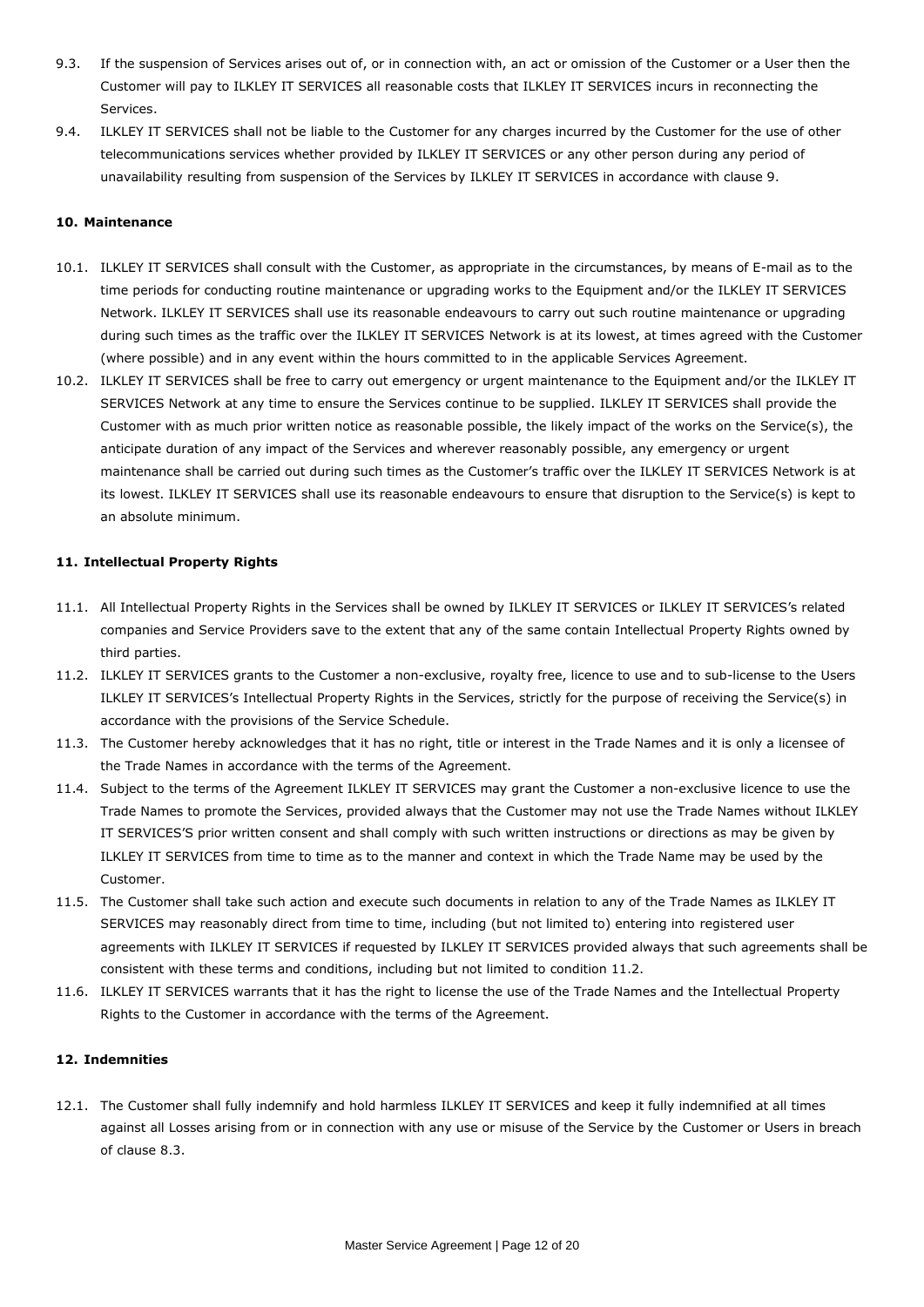9.3. If the suspension of Services arises out of, or in connection with, an act or omission of the Customer or a User then the Customer will pay to ILKLEY IT SERVICES all reasonable costs that ILKLEY IT SERVICES incurs in reconnecting the Services.

9.4. ILKLEY IT SERVICES shall not be liable to the Customer for any charges incurred by the Customer for the use of other telecommunications services whether provided by ILKLEY IT SERVICES or any other person during any period of unavailability resulting from suspension of the Services by ILKLEY IT SERVICES in accordance with clause 9.

**10. Maintenance**

10.1. ILKLEY IT SERVICES shall consult with the Customer, as appropriate in the circumstances, by means of E-mail as to the time periods for conducting routine maintenance or upgrading works to the Equipment and/or the ILKLEY IT SERVICES Network. ILKLEY IT SERVICES shall use its reasonable endeavours to carry out such routine maintenance or upgrading during such times as the traffic over the ILKLEY IT SERVICES Network is at its lowest, at times agreed with the Customer (where possible) and in any event within the hours committed to in the applicable Services Agreement.

10.2. ILKLEY IT SERVICES shall be free to carry out emergency or urgent maintenance to the Equipment and/or the ILKLEY IT SERVICES Network at any time to ensure the Services continue to be supplied. ILKLEY IT SERVICES shall provide the Customer with as much prior written notice as reasonable possible, the likely impact of the works on the Service(s), the anticipate duration of any impact of the Services and wherever reasonably possible, any emergency or urgent maintenance shall be carried out during such times as the Customer's traffic over the ILKLEY IT SERVICES Network is at its lowest. ILKLEY IT SERVICES shall use its reasonable endeavours to ensure that disruption to the Service(s) is kept to an absolute minimum.

**11. Intellectual Property Rights**

11.1. All Intellectual Property Rights in the Services shall be owned by ILKLEY IT SERVICES or ILKLEY IT SERVICES's related companies and Service Providers save to the extent that any of the same contain Intellectual Property Rights owned by third parties.

11.2. ILKLEY IT SERVICES grants to the Customer a non-exclusive, royalty free, licence to use and to sub-license to the Users ILKLEY IT SERVICES's Intellectual Property Rights in the Services, strictly for the purpose of receiving the Service(s) in accordance with the provisions of the Service Schedule.

11.3. The Customer hereby acknowledges that it has no right, title or interest in the Trade Names and it is only a licensee of the Trade Names in accordance with the terms of the Agreement.

11.4. Subject to the terms of the Agreement ILKLEY IT SERVICES may grant the Customer a non-exclusive licence to use the Trade Names to promote the Services, provided always that the Customer may not use the Trade Names without ILKLEY IT SERVICES'S prior written consent and shall comply with such written instructions or directions as may be given by ILKLEY IT SERVICES from time to time as to the manner and context in which the Trade Name may be used by the Customer.

11.5. The Customer shall take such action and execute such documents in relation to any of the Trade Names as ILKLEY IT SERVICES may reasonably direct from time to time, including (but not limited to) entering into registered user agreements with ILKLEY IT SERVICES if requested by ILKLEY IT SERVICES provided always that such agreements shall be consistent with these terms and conditions, including but not limited to condition 11.2.

11.6. ILKLEY IT SERVICES warrants that it has the right to license the use of the Trade Names and the Intellectual Property Rights to the Customer in accordance with the terms of the Agreement.

**12. Indemnities**

12.1. The Customer shall fully indemnify and hold harmless ILKLEY IT SERVICES and keep it fully indemnified at all times against all Losses arising from or in connection with any use or misuse of the Service by the Customer or Users in breach of clause 8.3.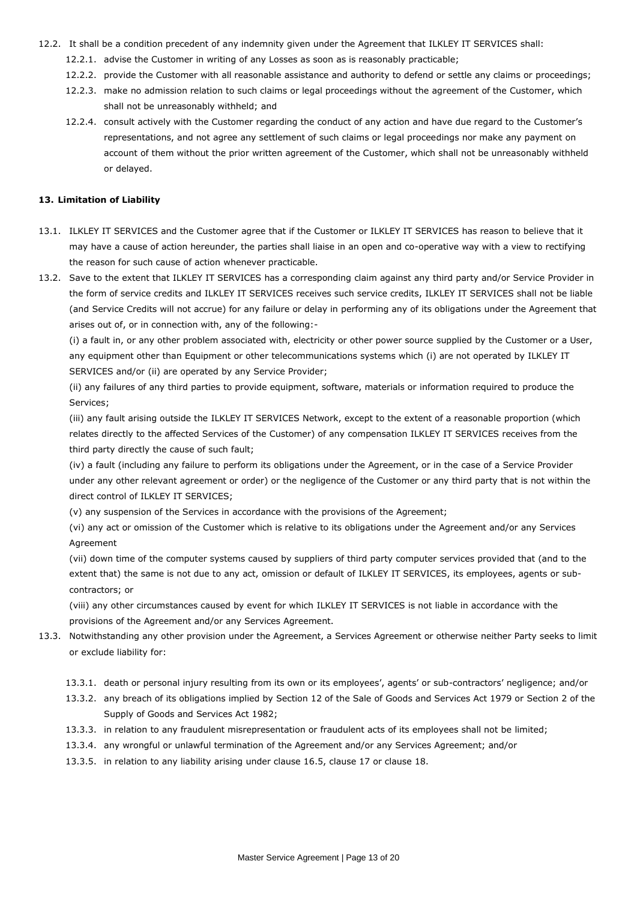12.2. It shall be a condition precedent of any indemnity given under the Agreement that ILKLEY IT SERVICES shall:

   12.2.1. advise the Customer in writing of any Losses as soon as is reasonably practicable;

   12.2.2. provide the Customer with all reasonable assistance and authority to defend or settle any claims or proceedings;

   12.2.3. make no admission relation to such claims or legal proceedings without the agreement of the Customer, which shall not be unreasonably withheld; and

   12.2.4. consult actively with the Customer regarding the conduct of any action and have due regard to the Customer's representations, and not agree any settlement of such claims or legal proceedings nor make any payment on account of them without the prior written agreement of the Customer, which shall not be unreasonably withheld or delayed.

**13. Limitation of Liability**

13.1. ILKLEY IT SERVICES and the Customer agree that if the Customer or ILKLEY IT SERVICES has reason to believe that it may have a cause of action hereunder, the parties shall liaise in an open and co-operative way with a view to rectifying the reason for such cause of action whenever practicable.

13.2. Save to the extent that ILKLEY IT SERVICES has a corresponding claim against any third party and/or Service Provider in the form of service credits and ILKLEY IT SERVICES receives such service credits, ILKLEY IT SERVICES shall not be liable (and Service Credits will not accrue) for any failure or delay in performing any of its obligations under the Agreement that arises out of, or in connection with, any of the following:-

(i) a fault in, or any other problem associated with, electricity or other power source supplied by the Customer or a User, any equipment other than Equipment or other telecommunications systems which (i) are not operated by ILKLEY IT SERVICES and/or (ii) are operated by any Service Provider;

(ii) any failures of any third parties to provide equipment, software, materials or information required to produce the Services;

(iii) any fault arising outside the ILKLEY IT SERVICES Network, except to the extent of a reasonable proportion (which relates directly to the affected Services of the Customer) of any compensation ILKLEY IT SERVICES receives from the third party directly the cause of such fault;

(iv) a fault (including any failure to perform its obligations under the Agreement, or in the case of a Service Provider under any other relevant agreement or order) or the negligence of the Customer or any third party that is not within the direct control of ILKLEY IT SERVICES;

(v) any suspension of the Services in accordance with the provisions of the Agreement;

(vi) any act or omission of the Customer which is relative to its obligations under the Agreement and/or any Services Agreement

(vii) down time of the computer systems caused by suppliers of third party computer services provided that (and to the extent that) the same is not due to any act, omission or default of ILKLEY IT SERVICES, its employees, agents or sub-contractors; or

(viii) any other circumstances caused by event for which ILKLEY IT SERVICES is not liable in accordance with the provisions of the Agreement and/or any Services Agreement.

13.3. Notwithstanding any other provision under the Agreement, a Services Agreement or otherwise neither Party seeks to limit or exclude liability for:

   13.3.1. death or personal injury resulting from its own or its employees', agents' or sub-contractors' negligence; and/or

   13.3.2. any breach of its obligations implied by Section 12 of the Sale of Goods and Services Act 1979 or Section 2 of the Supply of Goods and Services Act 1982;

   13.3.3. in relation to any fraudulent misrepresentation or fraudulent acts of its employees shall not be limited;

   13.3.4. any wrongful or unlawful termination of the Agreement and/or any Services Agreement; and/or

   13.3.5. in relation to any liability arising under clause 16.5, clause 17 or clause 18.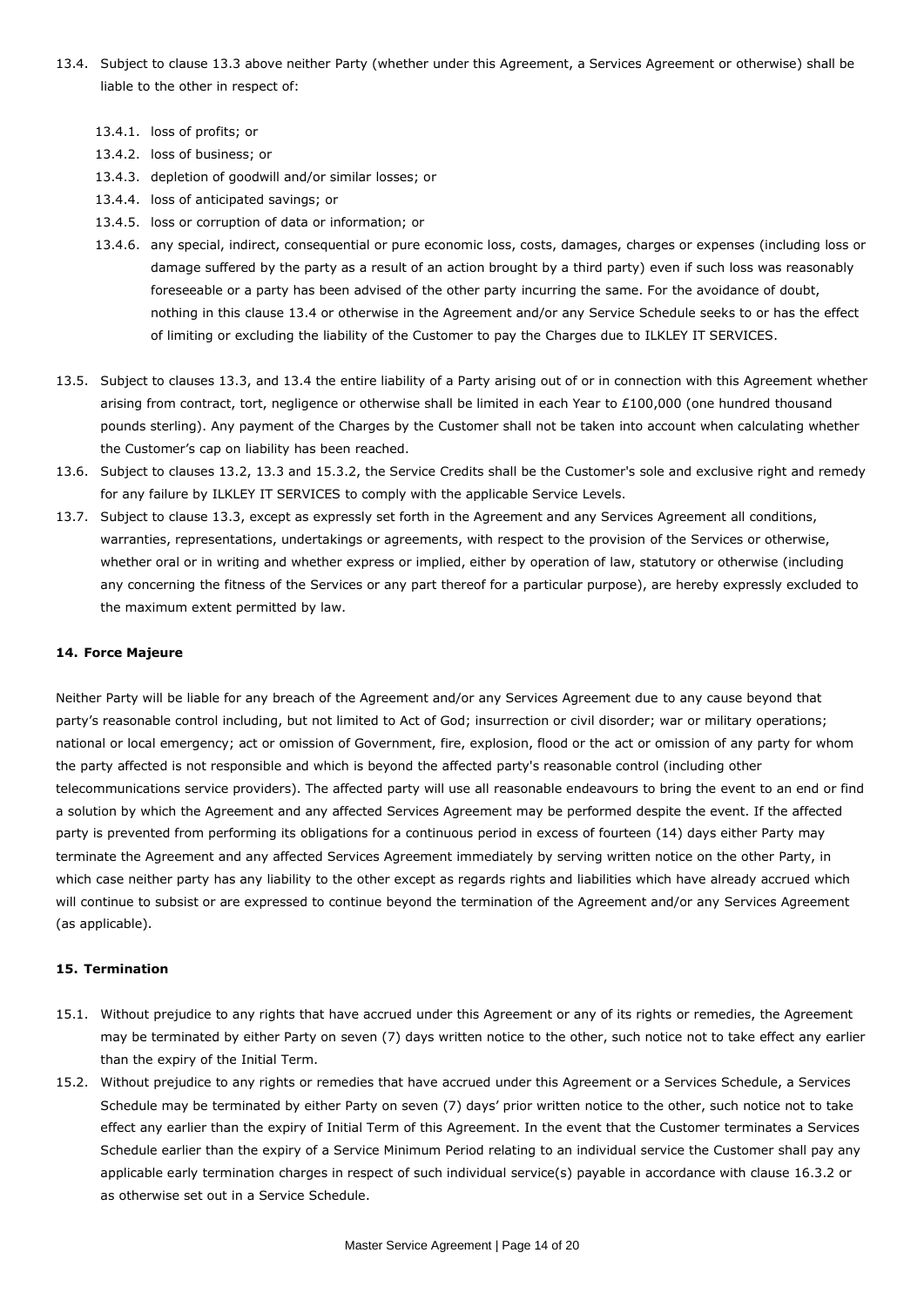13.4. Subject to clause 13.3 above neither Party (whether under this Agreement, a Services Agreement or otherwise) shall be liable to the other in respect of:

- 13.4.1. loss of profits; or
- 13.4.2. loss of business; or
- 13.4.3. depletion of goodwill and/or similar losses; or
- 13.4.4. loss of anticipated savings; or
- 13.4.5. loss or corruption of data or information; or
- 13.4.6. any special, indirect, consequential or pure economic loss, costs, damages, charges or expenses (including loss or damage suffered by the party as a result of an action brought by a third party) even if such loss was reasonably foreseeable or a party has been advised of the other party incurring the same. For the avoidance of doubt, nothing in this clause 13.4 or otherwise in the Agreement and/or any Service Schedule seeks to or has the effect of limiting or excluding the liability of the Customer to pay the Charges due to ILKLEY IT SERVICES.

13.5. Subject to clauses 13.3, and 13.4 the entire liability of a Party arising out of or in connection with this Agreement whether arising from contract, tort, negligence or otherwise shall be limited in each Year to £100,000 (one hundred thousand pounds sterling). Any payment of the Charges by the Customer shall not be taken into account when calculating whether the Customer's cap on liability has been reached.

13.6. Subject to clauses 13.2, 13.3 and 15.3.2, the Service Credits shall be the Customer's sole and exclusive right and remedy for any failure by ILKLEY IT SERVICES to comply with the applicable Service Levels.

13.7. Subject to clause 13.3, except as expressly set forth in the Agreement and any Services Agreement all conditions, warranties, representations, undertakings or agreements, with respect to the provision of the Services or otherwise, whether oral or in writing and whether express or implied, either by operation of law, statutory or otherwise (including any concerning the fitness of the Services or any part thereof for a particular purpose), are hereby expressly excluded to the maximum extent permitted by law.

**14. Force Majeure**

Neither Party will be liable for any breach of the Agreement and/or any Services Agreement due to any cause beyond that party's reasonable control including, but not limited to Act of God; insurrection or civil disorder; war or military operations; national or local emergency; act or omission of Government, fire, explosion, flood or the act or omission of any party for whom the party affected is not responsible and which is beyond the affected party's reasonable control (including other telecommunications service providers). The affected party will use all reasonable endeavours to bring the event to an end or find a solution by which the Agreement and any affected Services Agreement may be performed despite the event. If the affected party is prevented from performing its obligations for a continuous period in excess of fourteen (14) days either Party may terminate the Agreement and any affected Services Agreement immediately by serving written notice on the other Party, in which case neither party has any liability to the other except as regards rights and liabilities which have already accrued which will continue to subsist or are expressed to continue beyond the termination of the Agreement and/or any Services Agreement (as applicable).

**15. Termination**

15.1. Without prejudice to any rights that have accrued under this Agreement or any of its rights or remedies, the Agreement may be terminated by either Party on seven (7) days written notice to the other, such notice not to take effect any earlier than the expiry of the Initial Term.

15.2. Without prejudice to any rights or remedies that have accrued under this Agreement or a Services Schedule, a Services Schedule may be terminated by either Party on seven (7) days' prior written notice to the other, such notice not to take effect any earlier than the expiry of Initial Term of this Agreement. In the event that the Customer terminates a Services Schedule earlier than the expiry of a Service Minimum Period relating to an individual service the Customer shall pay any applicable early termination charges in respect of such individual service(s) payable in accordance with clause 16.3.2 or as otherwise set out in a Service Schedule.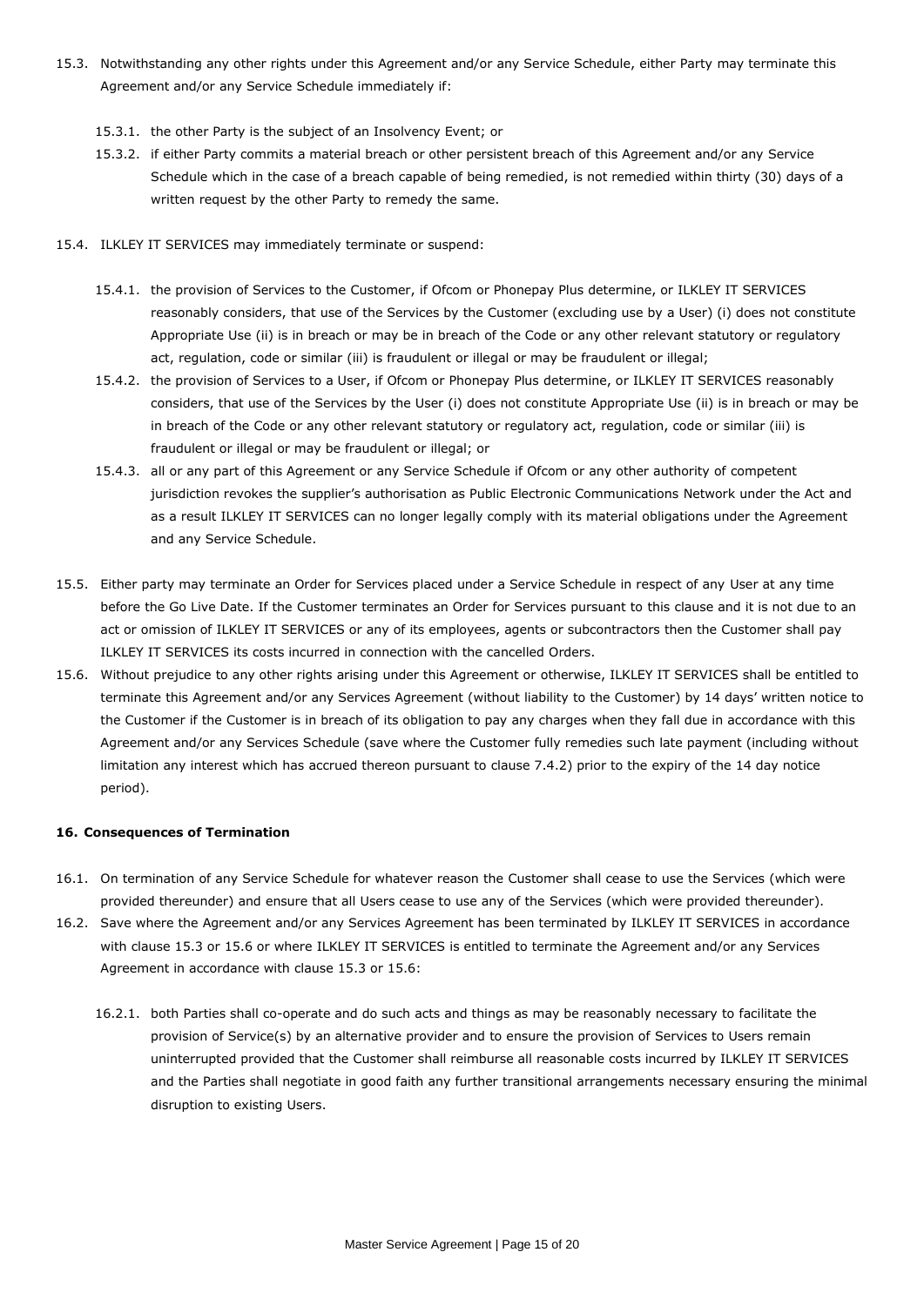15.3. Notwithstanding any other rights under this Agreement and/or any Service Schedule, either Party may terminate this Agreement and/or any Service Schedule immediately if:

15.3.1. the other Party is the subject of an Insolvency Event; or

15.3.2. if either Party commits a material breach or other persistent breach of this Agreement and/or any Service Schedule which in the case of a breach capable of being remedied, is not remedied within thirty (30) days of a written request by the other Party to remedy the same.

15.4. ILKLEY IT SERVICES may immediately terminate or suspend:

15.4.1. the provision of Services to the Customer, if Ofcom or Phonepay Plus determine, or ILKLEY IT SERVICES reasonably considers, that use of the Services by the Customer (excluding use by a User) (i) does not constitute Appropriate Use (ii) is in breach or may be in breach of the Code or any other relevant statutory or regulatory act, regulation, code or similar (iii) is fraudulent or illegal or may be fraudulent or illegal;

15.4.2. the provision of Services to a User, if Ofcom or Phonepay Plus determine, or ILKLEY IT SERVICES reasonably considers, that use of the Services by the User (i) does not constitute Appropriate Use (ii) is in breach or may be in breach of the Code or any other relevant statutory or regulatory act, regulation, code or similar (iii) is fraudulent or illegal or may be fraudulent or illegal; or

15.4.3. all or any part of this Agreement or any Service Schedule if Ofcom or any other authority of competent jurisdiction revokes the supplier's authorisation as Public Electronic Communications Network under the Act and as a result ILKLEY IT SERVICES can no longer legally comply with its material obligations under the Agreement and any Service Schedule.

15.5. Either party may terminate an Order for Services placed under a Service Schedule in respect of any User at any time before the Go Live Date. If the Customer terminates an Order for Services pursuant to this clause and it is not due to an act or omission of ILKLEY IT SERVICES or any of its employees, agents or subcontractors then the Customer shall pay ILKLEY IT SERVICES its costs incurred in connection with the cancelled Orders.

15.6. Without prejudice to any other rights arising under this Agreement or otherwise, ILKLEY IT SERVICES shall be entitled to terminate this Agreement and/or any Services Agreement (without liability to the Customer) by 14 days' written notice to the Customer if the Customer is in breach of its obligation to pay any charges when they fall due in accordance with this Agreement and/or any Services Schedule (save where the Customer fully remedies such late payment (including without limitation any interest which has accrued thereon pursuant to clause 7.4.2) prior to the expiry of the 14 day notice period).

### 16. Consequences of Termination

16.1. On termination of any Service Schedule for whatever reason the Customer shall cease to use the Services (which were provided thereunder) and ensure that all Users cease to use any of the Services (which were provided thereunder).

16.2. Save where the Agreement and/or any Services Agreement has been terminated by ILKLEY IT SERVICES in accordance with clause 15.3 or 15.6 or where ILKLEY IT SERVICES is entitled to terminate the Agreement and/or any Services Agreement in accordance with clause 15.3 or 15.6:

16.2.1. both Parties shall co-operate and do such acts and things as may be reasonably necessary to facilitate the provision of Service(s) by an alternative provider and to ensure the provision of Services to Users remain uninterrupted provided that the Customer shall reimburse all reasonable costs incurred by ILKLEY IT SERVICES and the Parties shall negotiate in good faith any further transitional arrangements necessary ensuring the minimal disruption to existing Users.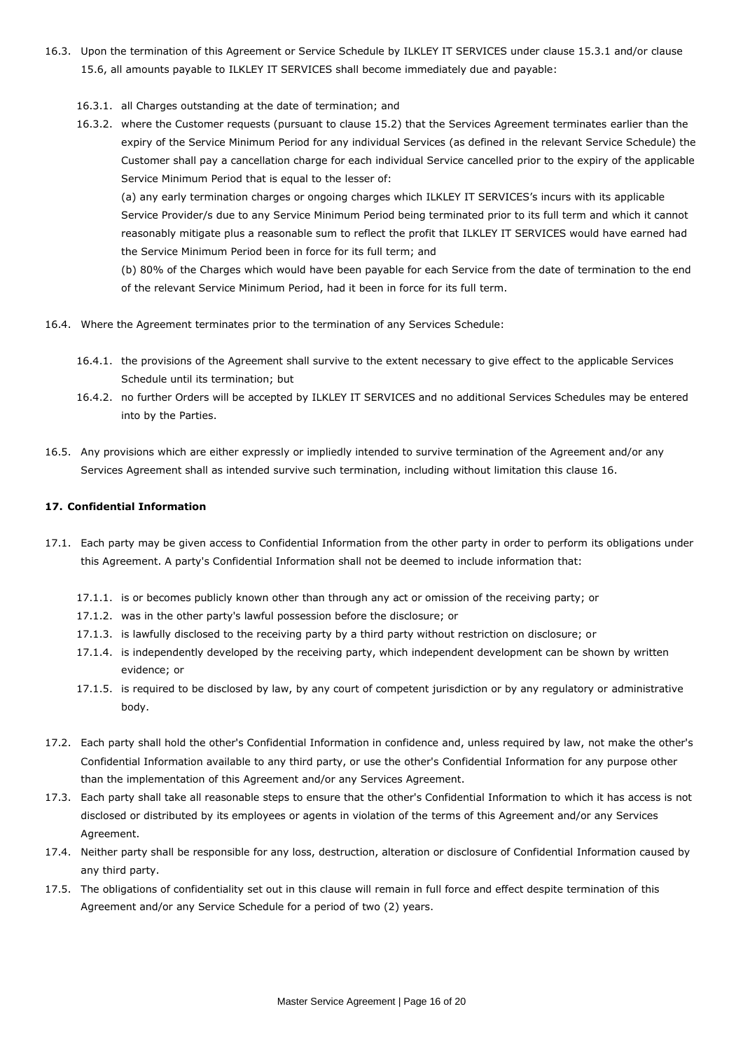16.3. Upon the termination of this Agreement or Service Schedule by ILKLEY IT SERVICES under clause 15.3.1 and/or clause 15.6, all amounts payable to ILKLEY IT SERVICES shall become immediately due and payable:

16.3.1. all Charges outstanding at the date of termination; and

16.3.2. where the Customer requests (pursuant to clause 15.2) that the Services Agreement terminates earlier than the expiry of the Service Minimum Period for any individual Services (as defined in the relevant Service Schedule) the Customer shall pay a cancellation charge for each individual Service cancelled prior to the expiry of the applicable Service Minimum Period that is equal to the lesser of:

(a) any early termination charges or ongoing charges which ILKLEY IT SERVICES's incurs with its applicable Service Provider/s due to any Service Minimum Period being terminated prior to its full term and which it cannot reasonably mitigate plus a reasonable sum to reflect the profit that ILKLEY IT SERVICES would have earned had the Service Minimum Period been in force for its full term; and

(b) 80% of the Charges which would have been payable for each Service from the date of termination to the end of the relevant Service Minimum Period, had it been in force for its full term.

16.4. Where the Agreement terminates prior to the termination of any Services Schedule:

16.4.1. the provisions of the Agreement shall survive to the extent necessary to give effect to the applicable Services Schedule until its termination; but

16.4.2. no further Orders will be accepted by ILKLEY IT SERVICES and no additional Services Schedules may be entered into by the Parties.

16.5. Any provisions which are either expressly or impliedly intended to survive termination of the Agreement and/or any Services Agreement shall as intended survive such termination, including without limitation this clause 16.

**17. Confidential Information**

17.1. Each party may be given access to Confidential Information from the other party in order to perform its obligations under this Agreement. A party's Confidential Information shall not be deemed to include information that:

17.1.1. is or becomes publicly known other than through any act or omission of the receiving party; or

17.1.2. was in the other party's lawful possession before the disclosure; or

17.1.3. is lawfully disclosed to the receiving party by a third party without restriction on disclosure; or

17.1.4. is independently developed by the receiving party, which independent development can be shown by written evidence; or

17.1.5. is required to be disclosed by law, by any court of competent jurisdiction or by any regulatory or administrative body.

17.2. Each party shall hold the other's Confidential Information in confidence and, unless required by law, not make the other's Confidential Information available to any third party, or use the other's Confidential Information for any purpose other than the implementation of this Agreement and/or any Services Agreement.

17.3. Each party shall take all reasonable steps to ensure that the other's Confidential Information to which it has access is not disclosed or distributed by its employees or agents in violation of the terms of this Agreement and/or any Services Agreement.

17.4. Neither party shall be responsible for any loss, destruction, alteration or disclosure of Confidential Information caused by any third party.

17.5. The obligations of confidentiality set out in this clause will remain in full force and effect despite termination of this Agreement and/or any Service Schedule for a period of two (2) years.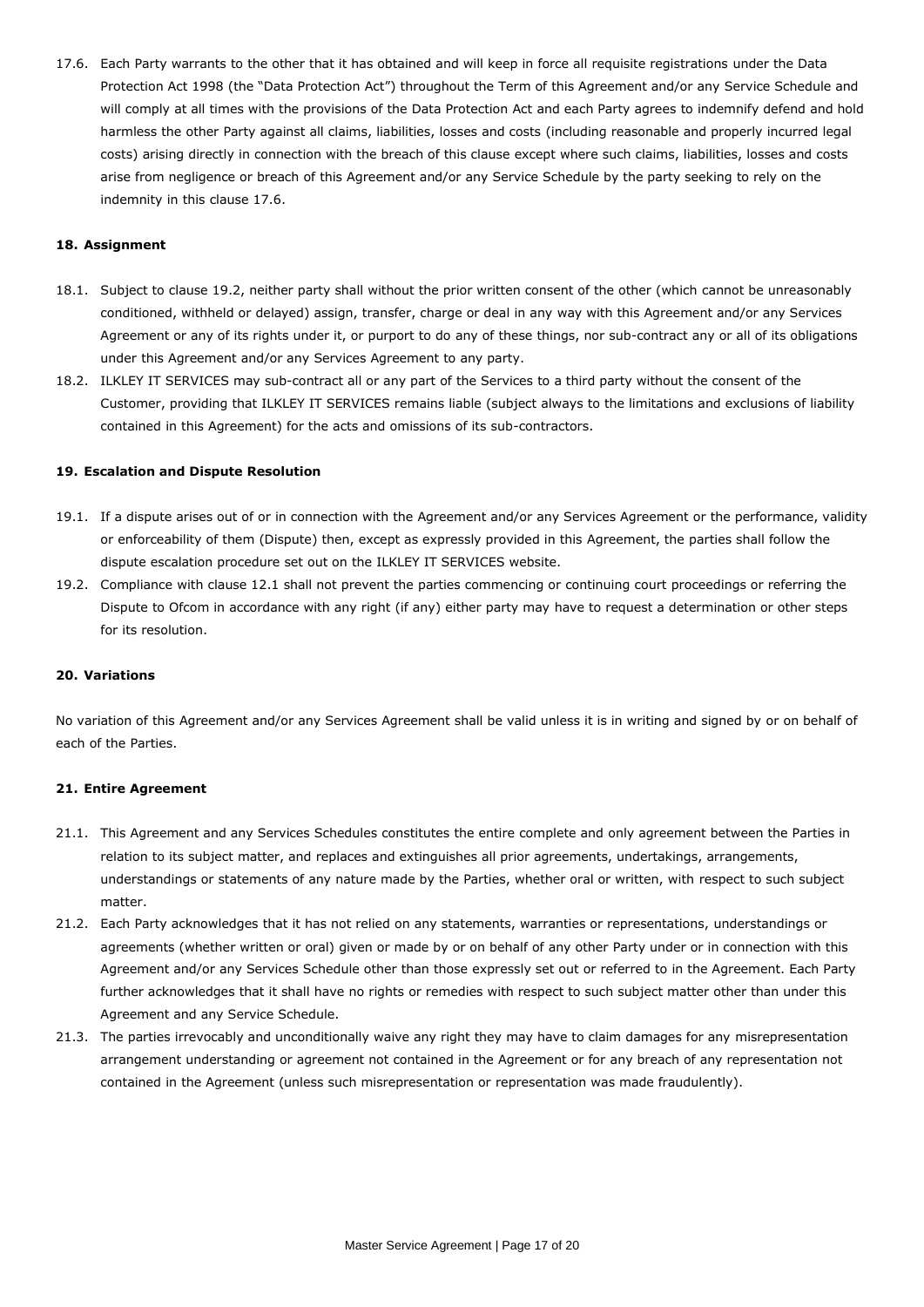17.6. Each Party warrants to the other that it has obtained and will keep in force all requisite registrations under the Data Protection Act 1998 (the "Data Protection Act") throughout the Term of this Agreement and/or any Service Schedule and will comply at all times with the provisions of the Data Protection Act and each Party agrees to indemnify defend and hold harmless the other Party against all claims, liabilities, losses and costs (including reasonable and properly incurred legal costs) arising directly in connection with the breach of this clause except where such claims, liabilities, losses and costs arise from negligence or breach of this Agreement and/or any Service Schedule by the party seeking to rely on the indemnity in this clause 17.6.

**18. Assignment**

18.1. Subject to clause 19.2, neither party shall without the prior written consent of the other (which cannot be unreasonably conditioned, withheld or delayed) assign, transfer, charge or deal in any way with this Agreement and/or any Services Agreement or any of its rights under it, or purport to do any of these things, nor sub-contract any or all of its obligations under this Agreement and/or any Services Agreement to any party.

18.2. ILKLEY IT SERVICES may sub-contract all or any part of the Services to a third party without the consent of the Customer, providing that ILKLEY IT SERVICES remains liable (subject always to the limitations and exclusions of liability contained in this Agreement) for the acts and omissions of its sub-contractors.

**19. Escalation and Dispute Resolution**

19.1. If a dispute arises out of or in connection with the Agreement and/or any Services Agreement or the performance, validity or enforceability of them (Dispute) then, except as expressly provided in this Agreement, the parties shall follow the dispute escalation procedure set out on the ILKLEY IT SERVICES website.

19.2. Compliance with clause 12.1 shall not prevent the parties commencing or continuing court proceedings or referring the Dispute to Ofcom in accordance with any right (if any) either party may have to request a determination or other steps for its resolution.

**20. Variations**

No variation of this Agreement and/or any Services Agreement shall be valid unless it is in writing and signed by or on behalf of each of the Parties.

**21. Entire Agreement**

21.1. This Agreement and any Services Schedules constitutes the entire complete and only agreement between the Parties in relation to its subject matter, and replaces and extinguishes all prior agreements, undertakings, arrangements, understandings or statements of any nature made by the Parties, whether oral or written, with respect to such subject matter.

21.2. Each Party acknowledges that it has not relied on any statements, warranties or representations, understandings or agreements (whether written or oral) given or made by or on behalf of any other Party under or in connection with this Agreement and/or any Services Schedule other than those expressly set out or referred to in the Agreement. Each Party further acknowledges that it shall have no rights or remedies with respect to such subject matter other than under this Agreement and any Service Schedule.

21.3. The parties irrevocably and unconditionally waive any right they may have to claim damages for any misrepresentation arrangement understanding or agreement not contained in the Agreement or for any breach of any representation not contained in the Agreement (unless such misrepresentation or representation was made fraudulently).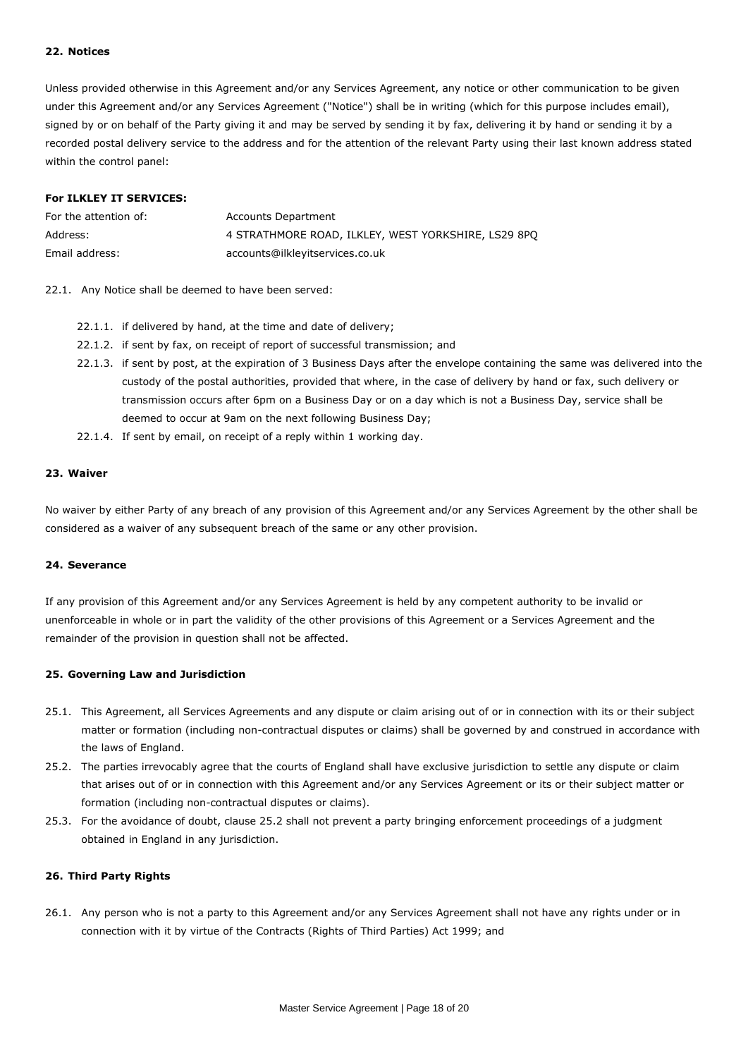## 22. Notices

Unless provided otherwise in this Agreement and/or any Services Agreement, any notice or other communication to be given under this Agreement and/or any Services Agreement ("Notice") shall be in writing (which for this purpose includes email), signed by or on behalf of the Party giving it and may be served by sending it by fax, delivering it by hand or sending it by a recorded postal delivery service to the address and for the attention of the relevant Party using their last known address stated within the control panel:

**For ILKLEY IT SERVICES:**

| | |
|---|---|
| For the attention of: | Accounts Department |
| Address: | 4 STRATHMORE ROAD, ILKLEY, WEST YORKSHIRE, LS29 8PQ |
| Email address: | accounts@ilkleyitservices.co.uk |

22.1. Any Notice shall be deemed to have been served:

- 22.1.1. if delivered by hand, at the time and date of delivery;
- 22.1.2. if sent by fax, on receipt of report of successful transmission; and
- 22.1.3. if sent by post, at the expiration of 3 Business Days after the envelope containing the same was delivered into the custody of the postal authorities, provided that where, in the case of delivery by hand or fax, such delivery or transmission occurs after 6pm on a Business Day or on a day which is not a Business Day, service shall be deemed to occur at 9am on the next following Business Day;
- 22.1.4. If sent by email, on receipt of a reply within 1 working day.

## 23. Waiver

No waiver by either Party of any breach of any provision of this Agreement and/or any Services Agreement by the other shall be considered as a waiver of any subsequent breach of the same or any other provision.

## 24. Severance

If any provision of this Agreement and/or any Services Agreement is held by any competent authority to be invalid or unenforceable in whole or in part the validity of the other provisions of this Agreement or a Services Agreement and the remainder of the provision in question shall not be affected.

## 25. Governing Law and Jurisdiction

25.1. This Agreement, all Services Agreements and any dispute or claim arising out of or in connection with its or their subject matter or formation (including non-contractual disputes or claims) shall be governed by and construed in accordance with the laws of England.

25.2. The parties irrevocably agree that the courts of England shall have exclusive jurisdiction to settle any dispute or claim that arises out of or in connection with this Agreement and/or any Services Agreement or its or their subject matter or formation (including non-contractual disputes or claims).

25.3. For the avoidance of doubt, clause 25.2 shall not prevent a party bringing enforcement proceedings of a judgment obtained in England in any jurisdiction.

## 26. Third Party Rights

26.1. Any person who is not a party to this Agreement and/or any Services Agreement shall not have any rights under or in connection with it by virtue of the Contracts (Rights of Third Parties) Act 1999; and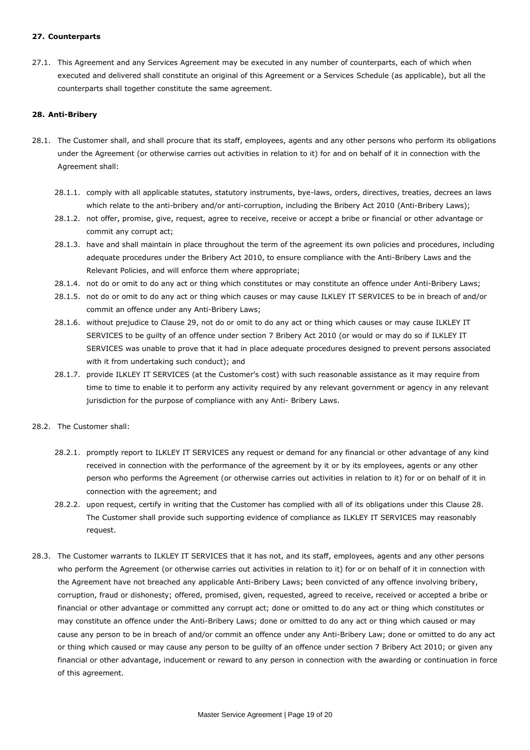**27. Counterparts**

27.1. This Agreement and any Services Agreement may be executed in any number of counterparts, each of which when executed and delivered shall constitute an original of this Agreement or a Services Schedule (as applicable), but all the counterparts shall together constitute the same agreement.

**28. Anti-Bribery**

28.1. The Customer shall, and shall procure that its staff, employees, agents and any other persons who perform its obligations under the Agreement (or otherwise carries out activities in relation to it) for and on behalf of it in connection with the Agreement shall:

28.1.1. comply with all applicable statutes, statutory instruments, bye-laws, orders, directives, treaties, decrees an laws which relate to the anti-bribery and/or anti-corruption, including the Bribery Act 2010 (Anti-Bribery Laws);

28.1.2. not offer, promise, give, request, agree to receive, receive or accept a bribe or financial or other advantage or commit any corrupt act;

28.1.3. have and shall maintain in place throughout the term of the agreement its own policies and procedures, including adequate procedures under the Bribery Act 2010, to ensure compliance with the Anti-Bribery Laws and the Relevant Policies, and will enforce them where appropriate;

28.1.4. not do or omit to do any act or thing which constitutes or may constitute an offence under Anti-Bribery Laws;

28.1.5. not do or omit to do any act or thing which causes or may cause ILKLEY IT SERVICES to be in breach of and/or commit an offence under any Anti-Bribery Laws;

28.1.6. without prejudice to Clause 29, not do or omit to do any act or thing which causes or may cause ILKLEY IT SERVICES to be guilty of an offence under section 7 Bribery Act 2010 (or would or may do so if ILKLEY IT SERVICES was unable to prove that it had in place adequate procedures designed to prevent persons associated with it from undertaking such conduct); and

28.1.7. provide ILKLEY IT SERVICES (at the Customer's cost) with such reasonable assistance as it may require from time to time to enable it to perform any activity required by any relevant government or agency in any relevant jurisdiction for the purpose of compliance with any Anti- Bribery Laws.

28.2. The Customer shall:

28.2.1. promptly report to ILKLEY IT SERVICES any request or demand for any financial or other advantage of any kind received in connection with the performance of the agreement by it or by its employees, agents or any other person who performs the Agreement (or otherwise carries out activities in relation to it) for or on behalf of it in connection with the agreement; and

28.2.2. upon request, certify in writing that the Customer has complied with all of its obligations under this Clause 28. The Customer shall provide such supporting evidence of compliance as ILKLEY IT SERVICES may reasonably request.

28.3. The Customer warrants to ILKLEY IT SERVICES that it has not, and its staff, employees, agents and any other persons who perform the Agreement (or otherwise carries out activities in relation to it) for or on behalf of it in connection with the Agreement have not breached any applicable Anti-Bribery Laws; been convicted of any offence involving bribery, corruption, fraud or dishonesty; offered, promised, given, requested, agreed to receive, received or accepted a bribe or financial or other advantage or committed any corrupt act; done or omitted to do any act or thing which constitutes or may constitute an offence under the Anti-Bribery Laws; done or omitted to do any act or thing which caused or may cause any person to be in breach of and/or commit an offence under any Anti-Bribery Law; done or omitted to do any act or thing which caused or may cause any person to be guilty of an offence under section 7 Bribery Act 2010; or given any financial or other advantage, inducement or reward to any person in connection with the awarding or continuation in force of this agreement.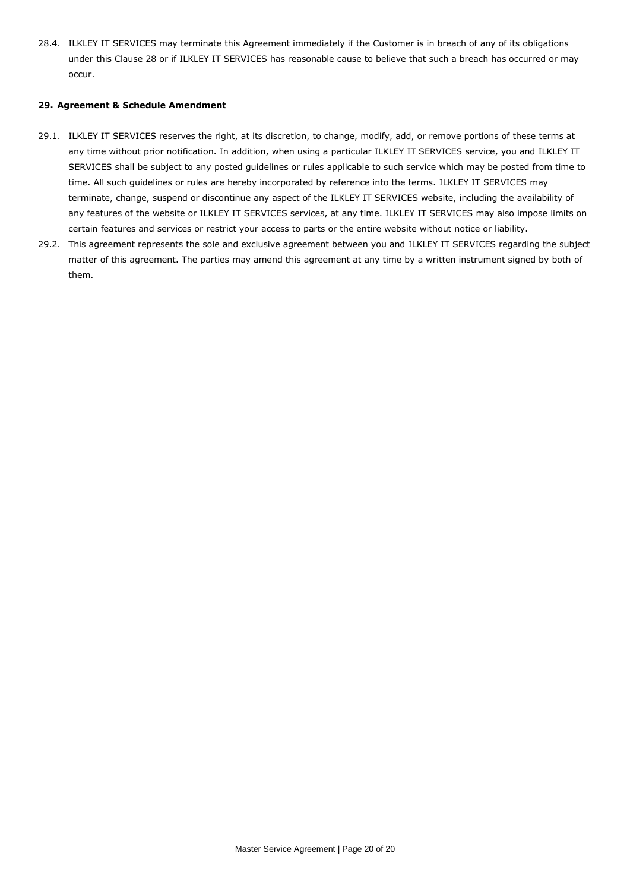28.4. ILKLEY IT SERVICES may terminate this Agreement immediately if the Customer is in breach of any of its obligations under this Clause 28 or if ILKLEY IT SERVICES has reasonable cause to believe that such a breach has occurred or may occur.

**29. Agreement & Schedule Amendment**

29.1. ILKLEY IT SERVICES reserves the right, at its discretion, to change, modify, add, or remove portions of these terms at any time without prior notification. In addition, when using a particular ILKLEY IT SERVICES service, you and ILKLEY IT SERVICES shall be subject to any posted guidelines or rules applicable to such service which may be posted from time to time. All such guidelines or rules are hereby incorporated by reference into the terms. ILKLEY IT SERVICES may terminate, change, suspend or discontinue any aspect of the ILKLEY IT SERVICES website, including the availability of any features of the website or ILKLEY IT SERVICES services, at any time. ILKLEY IT SERVICES may also impose limits on certain features and services or restrict your access to parts or the entire website without notice or liability.

29.2. This agreement represents the sole and exclusive agreement between you and ILKLEY IT SERVICES regarding the subject matter of this agreement. The parties may amend this agreement at any time by a written instrument signed by both of them.